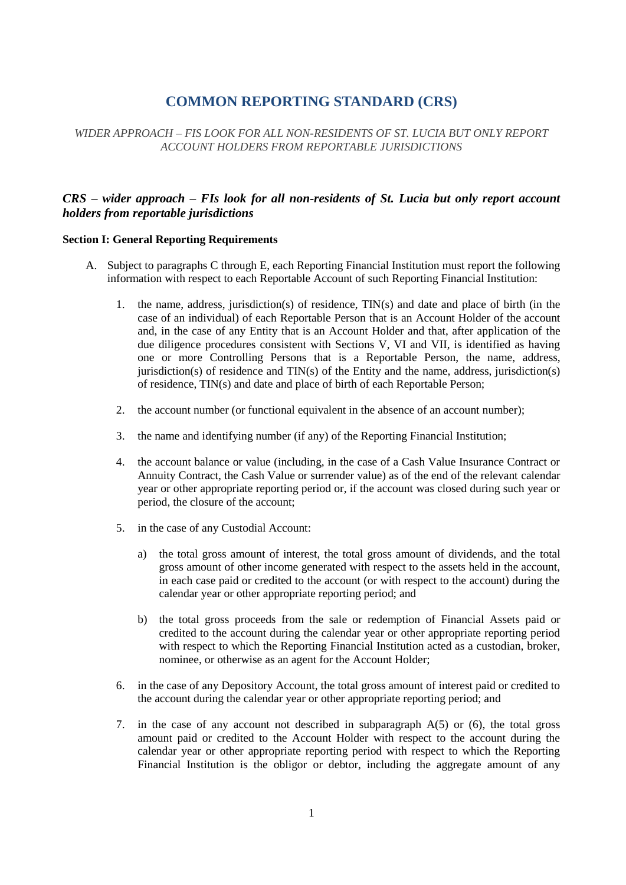# COMMON REPORTING STANDARD (CRS)

*WIDER APPROACH – FIS LOOK FOR ALL NON-RESIDENTS OF ST. LUCIA BUT ONLY REPORT ACCOUNT HOLDERS FROM REPORTABLE JURISDICTIONS*

## *CRS – wider approach – FIs look for all non-residents of St. Lucia but only report account holders from reportable jurisdictions*

### Section I: General Reporting Requirements

A. Subject to paragraphs C through E, each Reporting Financial Institution must report the following information with respect to each Reportable Account of such Reporting Financial Institution:

1. the name, address, jurisdiction(s) of residence, TIN(s) and date and place of birth (in the case of an individual) of each Reportable Person that is an Account Holder of the account and, in the case of any Entity that is an Account Holder and that, after application of the due diligence procedures consistent with Sections V, VI and VII, is identified as having one or more Controlling Persons that is a Reportable Person, the name, address, jurisdiction(s) of residence and TIN(s) of the Entity and the name, address, jurisdiction(s) of residence, TIN(s) and date and place of birth of each Reportable Person;

2. the account number (or functional equivalent in the absence of an account number);

3. the name and identifying number (if any) of the Reporting Financial Institution;

4. the account balance or value (including, in the case of a Cash Value Insurance Contract or Annuity Contract, the Cash Value or surrender value) as of the end of the relevant calendar year or other appropriate reporting period or, if the account was closed during such year or period, the closure of the account;

5. in the case of any Custodial Account:

   a) the total gross amount of interest, the total gross amount of dividends, and the total gross amount of other income generated with respect to the assets held in the account, in each case paid or credited to the account (or with respect to the account) during the calendar year or other appropriate reporting period; and

   b) the total gross proceeds from the sale or redemption of Financial Assets paid or credited to the account during the calendar year or other appropriate reporting period with respect to which the Reporting Financial Institution acted as a custodian, broker, nominee, or otherwise as an agent for the Account Holder;

6. in the case of any Depository Account, the total gross amount of interest paid or credited to the account during the calendar year or other appropriate reporting period; and

7. in the case of any account not described in subparagraph A(5) or (6), the total gross amount paid or credited to the Account Holder with respect to the account during the calendar year or other appropriate reporting period with respect to which the Reporting Financial Institution is the obligor or debtor, including the aggregate amount of any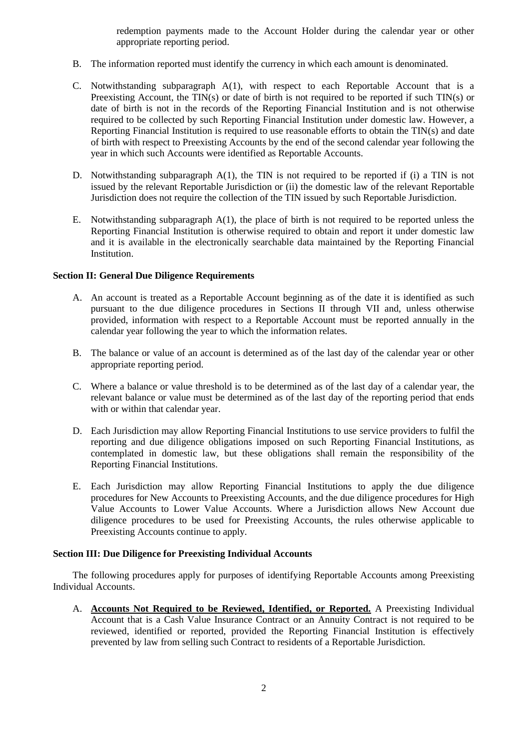redemption payments made to the Account Holder during the calendar year or other appropriate reporting period.

B. The information reported must identify the currency in which each amount is denominated.

C. Notwithstanding subparagraph A(1), with respect to each Reportable Account that is a Preexisting Account, the TIN(s) or date of birth is not required to be reported if such TIN(s) or date of birth is not in the records of the Reporting Financial Institution and is not otherwise required to be collected by such Reporting Financial Institution under domestic law. However, a Reporting Financial Institution is required to use reasonable efforts to obtain the TIN(s) and date of birth with respect to Preexisting Accounts by the end of the second calendar year following the year in which such Accounts were identified as Reportable Accounts.

D. Notwithstanding subparagraph A(1), the TIN is not required to be reported if (i) a TIN is not issued by the relevant Reportable Jurisdiction or (ii) the domestic law of the relevant Reportable Jurisdiction does not require the collection of the TIN issued by such Reportable Jurisdiction.

E. Notwithstanding subparagraph A(1), the place of birth is not required to be reported unless the Reporting Financial Institution is otherwise required to obtain and report it under domestic law and it is available in the electronically searchable data maintained by the Reporting Financial Institution.

**Section II: General Due Diligence Requirements**

A. An account is treated as a Reportable Account beginning as of the date it is identified as such pursuant to the due diligence procedures in Sections II through VII and, unless otherwise provided, information with respect to a Reportable Account must be reported annually in the calendar year following the year to which the information relates.

B. The balance or value of an account is determined as of the last day of the calendar year or other appropriate reporting period.

C. Where a balance or value threshold is to be determined as of the last day of a calendar year, the relevant balance or value must be determined as of the last day of the reporting period that ends with or within that calendar year.

D. Each Jurisdiction may allow Reporting Financial Institutions to use service providers to fulfil the reporting and due diligence obligations imposed on such Reporting Financial Institutions, as contemplated in domestic law, but these obligations shall remain the responsibility of the Reporting Financial Institutions.

E. Each Jurisdiction may allow Reporting Financial Institutions to apply the due diligence procedures for New Accounts to Preexisting Accounts, and the due diligence procedures for High Value Accounts to Lower Value Accounts. Where a Jurisdiction allows New Account due diligence procedures to be used for Preexisting Accounts, the rules otherwise applicable to Preexisting Accounts continue to apply.

**Section III: Due Diligence for Preexisting Individual Accounts**

The following procedures apply for purposes of identifying Reportable Accounts among Preexisting Individual Accounts.

A. **Accounts Not Required to be Reviewed, Identified, or Reported.** A Preexisting Individual Account that is a Cash Value Insurance Contract or an Annuity Contract is not required to be reviewed, identified or reported, provided the Reporting Financial Institution is effectively prevented by law from selling such Contract to residents of a Reportable Jurisdiction.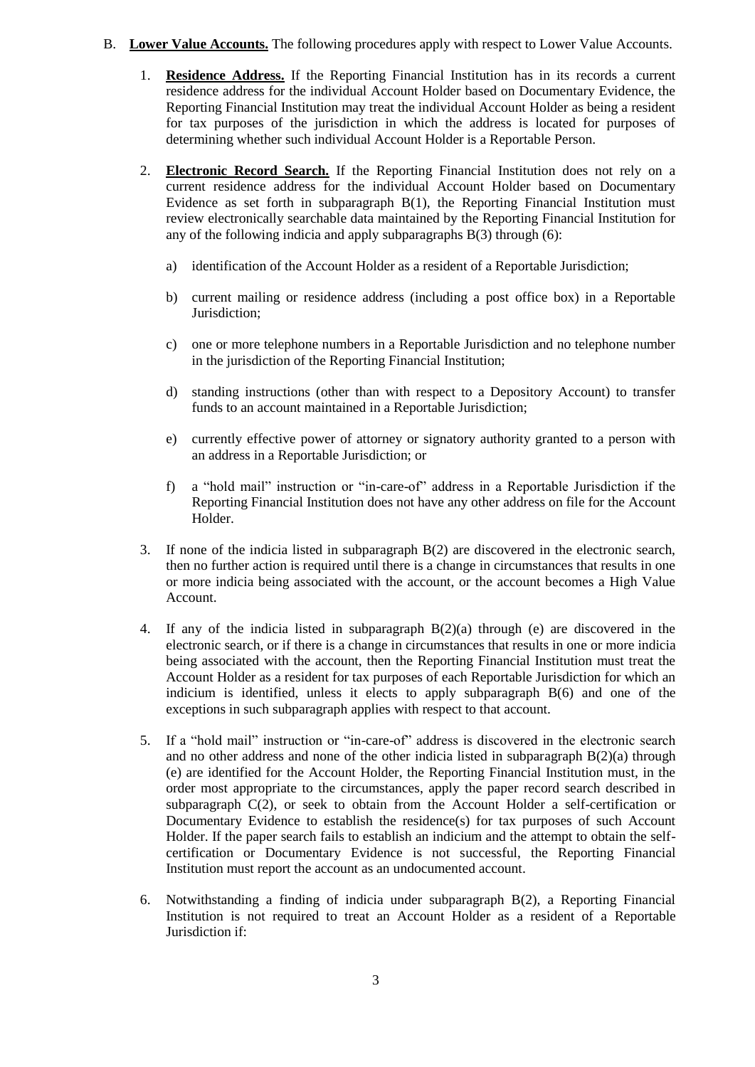B. **Lower Value Accounts.** The following procedures apply with respect to Lower Value Accounts.

1. **Residence Address.** If the Reporting Financial Institution has in its records a current residence address for the individual Account Holder based on Documentary Evidence, the Reporting Financial Institution may treat the individual Account Holder as being a resident for tax purposes of the jurisdiction in which the address is located for purposes of determining whether such individual Account Holder is a Reportable Person.

2. **Electronic Record Search.** If the Reporting Financial Institution does not rely on a current residence address for the individual Account Holder based on Documentary Evidence as set forth in subparagraph B(1), the Reporting Financial Institution must review electronically searchable data maintained by the Reporting Financial Institution for any of the following indicia and apply subparagraphs B(3) through (6):

   a) identification of the Account Holder as a resident of a Reportable Jurisdiction;

   b) current mailing or residence address (including a post office box) in a Reportable Jurisdiction;

   c) one or more telephone numbers in a Reportable Jurisdiction and no telephone number in the jurisdiction of the Reporting Financial Institution;

   d) standing instructions (other than with respect to a Depository Account) to transfer funds to an account maintained in a Reportable Jurisdiction;

   e) currently effective power of attorney or signatory authority granted to a person with an address in a Reportable Jurisdiction; or

   f) a "hold mail" instruction or "in-care-of" address in a Reportable Jurisdiction if the Reporting Financial Institution does not have any other address on file for the Account Holder.

3. If none of the indicia listed in subparagraph B(2) are discovered in the electronic search, then no further action is required until there is a change in circumstances that results in one or more indicia being associated with the account, or the account becomes a High Value Account.

4. If any of the indicia listed in subparagraph B(2)(a) through (e) are discovered in the electronic search, or if there is a change in circumstances that results in one or more indicia being associated with the account, then the Reporting Financial Institution must treat the Account Holder as a resident for tax purposes of each Reportable Jurisdiction for which an indicium is identified, unless it elects to apply subparagraph B(6) and one of the exceptions in such subparagraph applies with respect to that account.

5. If a "hold mail" instruction or "in-care-of" address is discovered in the electronic search and no other address and none of the other indicia listed in subparagraph B(2)(a) through (e) are identified for the Account Holder, the Reporting Financial Institution must, in the order most appropriate to the circumstances, apply the paper record search described in subparagraph C(2), or seek to obtain from the Account Holder a self-certification or Documentary Evidence to establish the residence(s) for tax purposes of such Account Holder. If the paper search fails to establish an indicium and the attempt to obtain the self-certification or Documentary Evidence is not successful, the Reporting Financial Institution must report the account as an undocumented account.

6. Notwithstanding a finding of indicia under subparagraph B(2), a Reporting Financial Institution is not required to treat an Account Holder as a resident of a Reportable Jurisdiction if: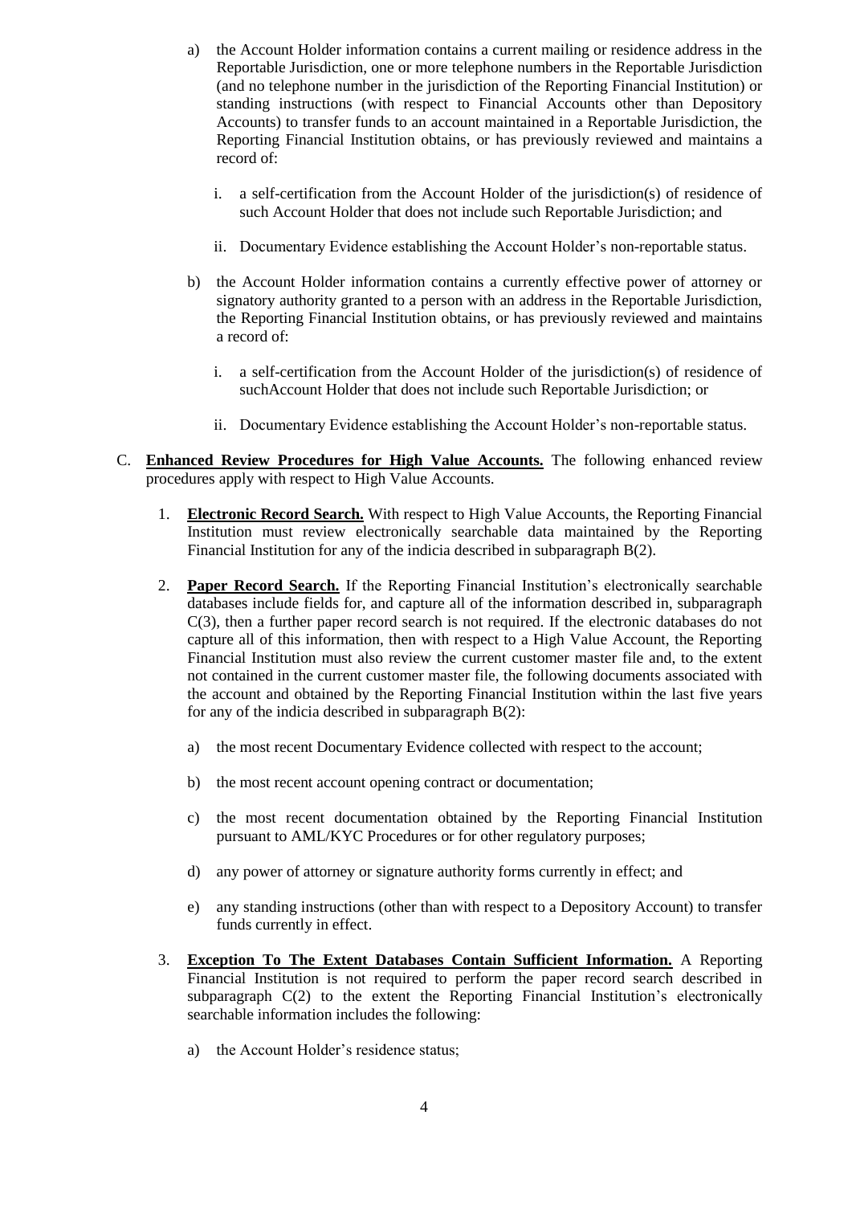a) the Account Holder information contains a current mailing or residence address in the Reportable Jurisdiction, one or more telephone numbers in the Reportable Jurisdiction (and no telephone number in the jurisdiction of the Reporting Financial Institution) or standing instructions (with respect to Financial Accounts other than Depository Accounts) to transfer funds to an account maintained in a Reportable Jurisdiction, the Reporting Financial Institution obtains, or has previously reviewed and maintains a record of:

   i. a self-certification from the Account Holder of the jurisdiction(s) of residence of such Account Holder that does not include such Reportable Jurisdiction; and

   ii. Documentary Evidence establishing the Account Holder's non-reportable status.

b) the Account Holder information contains a currently effective power of attorney or signatory authority granted to a person with an address in the Reportable Jurisdiction, the Reporting Financial Institution obtains, or has previously reviewed and maintains a record of:

   i. a self-certification from the Account Holder of the jurisdiction(s) of residence of suchAccount Holder that does not include such Reportable Jurisdiction; or

   ii. Documentary Evidence establishing the Account Holder's non-reportable status.

C. **Enhanced Review Procedures for High Value Accounts.** The following enhanced review procedures apply with respect to High Value Accounts.

   1. **Electronic Record Search.** With respect to High Value Accounts, the Reporting Financial Institution must review electronically searchable data maintained by the Reporting Financial Institution for any of the indicia described in subparagraph B(2).

   2. **Paper Record Search.** If the Reporting Financial Institution's electronically searchable databases include fields for, and capture all of the information described in, subparagraph C(3), then a further paper record search is not required. If the electronic databases do not capture all of this information, then with respect to a High Value Account, the Reporting Financial Institution must also review the current customer master file and, to the extent not contained in the current customer master file, the following documents associated with the account and obtained by the Reporting Financial Institution within the last five years for any of the indicia described in subparagraph B(2):

      a) the most recent Documentary Evidence collected with respect to the account;

      b) the most recent account opening contract or documentation;

      c) the most recent documentation obtained by the Reporting Financial Institution pursuant to AML/KYC Procedures or for other regulatory purposes;

      d) any power of attorney or signature authority forms currently in effect; and

      e) any standing instructions (other than with respect to a Depository Account) to transfer funds currently in effect.

   3. **Exception To The Extent Databases Contain Sufficient Information.** A Reporting Financial Institution is not required to perform the paper record search described in subparagraph C(2) to the extent the Reporting Financial Institution's electronically searchable information includes the following:

      a) the Account Holder's residence status;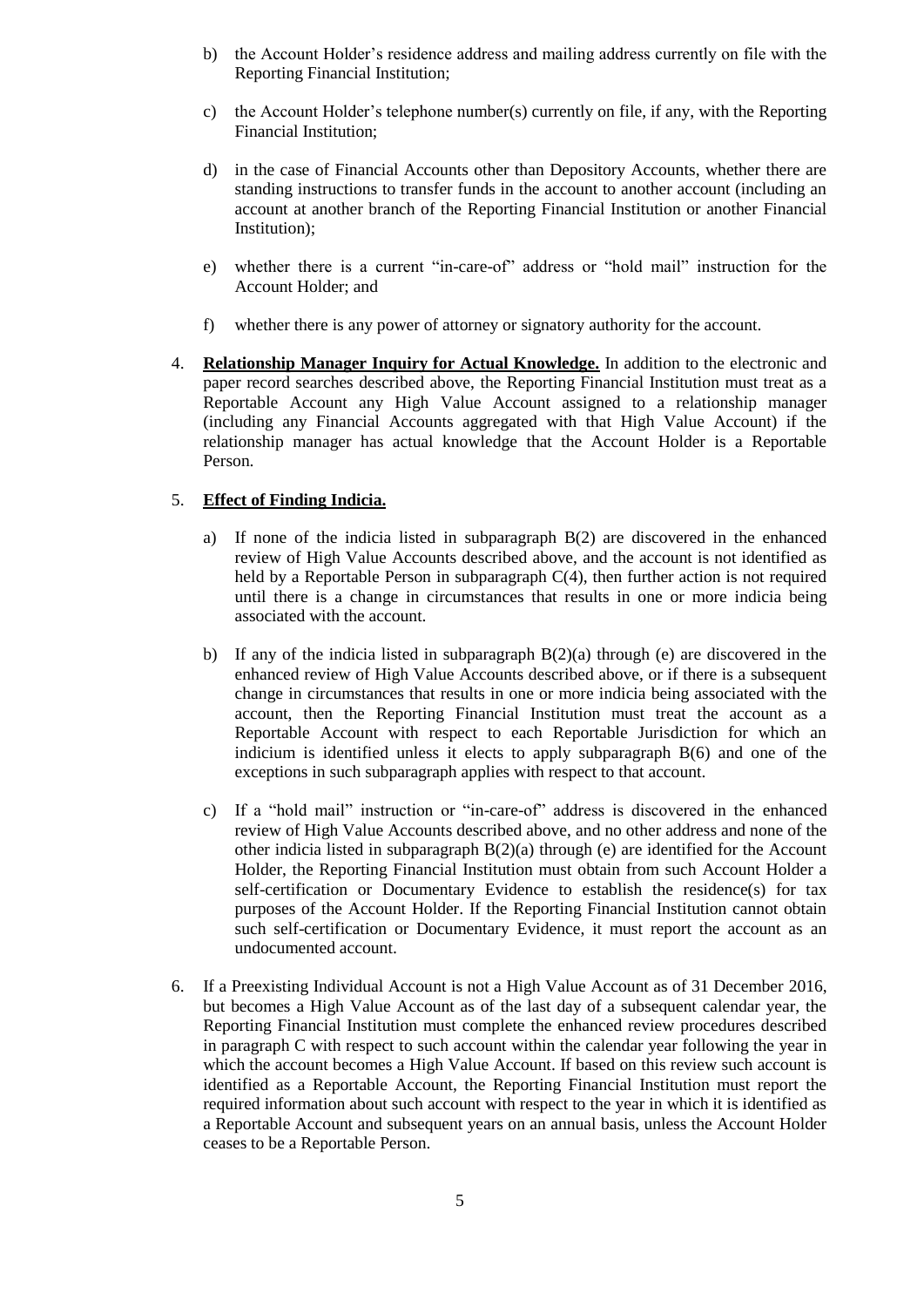b) the Account Holder's residence address and mailing address currently on file with the Reporting Financial Institution;

c) the Account Holder's telephone number(s) currently on file, if any, with the Reporting Financial Institution;

d) in the case of Financial Accounts other than Depository Accounts, whether there are standing instructions to transfer funds in the account to another account (including an account at another branch of the Reporting Financial Institution or another Financial Institution);

e) whether there is a current "in-care-of" address or "hold mail" instruction for the Account Holder; and

f) whether there is any power of attorney or signatory authority for the account.

4. **Relationship Manager Inquiry for Actual Knowledge.** In addition to the electronic and paper record searches described above, the Reporting Financial Institution must treat as a Reportable Account any High Value Account assigned to a relationship manager (including any Financial Accounts aggregated with that High Value Account) if the relationship manager has actual knowledge that the Account Holder is a Reportable Person.

5. **Effect of Finding Indicia.**

a) If none of the indicia listed in subparagraph B(2) are discovered in the enhanced review of High Value Accounts described above, and the account is not identified as held by a Reportable Person in subparagraph C(4), then further action is not required until there is a change in circumstances that results in one or more indicia being associated with the account.

b) If any of the indicia listed in subparagraph B(2)(a) through (e) are discovered in the enhanced review of High Value Accounts described above, or if there is a subsequent change in circumstances that results in one or more indicia being associated with the account, then the Reporting Financial Institution must treat the account as a Reportable Account with respect to each Reportable Jurisdiction for which an indicium is identified unless it elects to apply subparagraph B(6) and one of the exceptions in such subparagraph applies with respect to that account.

c) If a "hold mail" instruction or "in-care-of" address is discovered in the enhanced review of High Value Accounts described above, and no other address and none of the other indicia listed in subparagraph B(2)(a) through (e) are identified for the Account Holder, the Reporting Financial Institution must obtain from such Account Holder a self-certification or Documentary Evidence to establish the residence(s) for tax purposes of the Account Holder. If the Reporting Financial Institution cannot obtain such self-certification or Documentary Evidence, it must report the account as an undocumented account.

6. If a Preexisting Individual Account is not a High Value Account as of 31 December 2016, but becomes a High Value Account as of the last day of a subsequent calendar year, the Reporting Financial Institution must complete the enhanced review procedures described in paragraph C with respect to such account within the calendar year following the year in which the account becomes a High Value Account. If based on this review such account is identified as a Reportable Account, the Reporting Financial Institution must report the required information about such account with respect to the year in which it is identified as a Reportable Account and subsequent years on an annual basis, unless the Account Holder ceases to be a Reportable Person.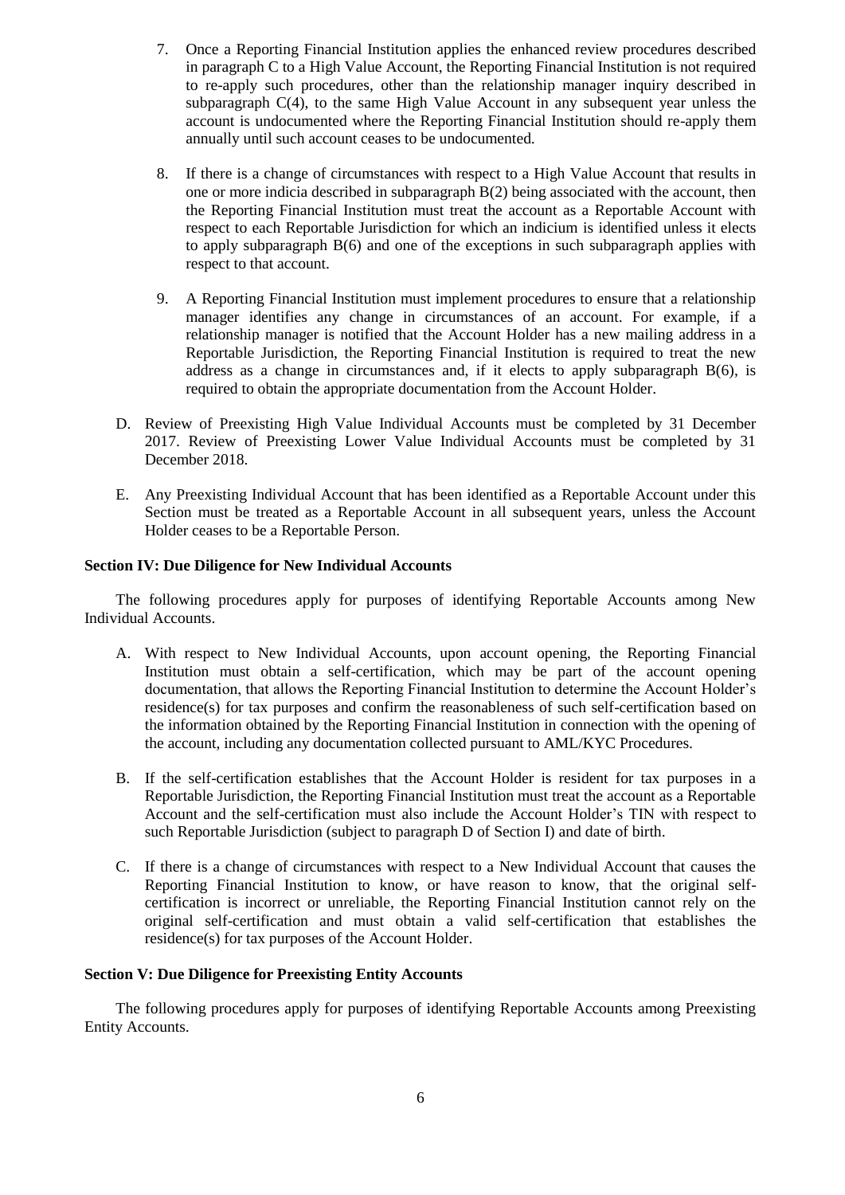7. Once a Reporting Financial Institution applies the enhanced review procedures described in paragraph C to a High Value Account, the Reporting Financial Institution is not required to re-apply such procedures, other than the relationship manager inquiry described in subparagraph C(4), to the same High Value Account in any subsequent year unless the account is undocumented where the Reporting Financial Institution should re-apply them annually until such account ceases to be undocumented.

8. If there is a change of circumstances with respect to a High Value Account that results in one or more indicia described in subparagraph B(2) being associated with the account, then the Reporting Financial Institution must treat the account as a Reportable Account with respect to each Reportable Jurisdiction for which an indicium is identified unless it elects to apply subparagraph B(6) and one of the exceptions in such subparagraph applies with respect to that account.

9. A Reporting Financial Institution must implement procedures to ensure that a relationship manager identifies any change in circumstances of an account. For example, if a relationship manager is notified that the Account Holder has a new mailing address in a Reportable Jurisdiction, the Reporting Financial Institution is required to treat the new address as a change in circumstances and, if it elects to apply subparagraph B(6), is required to obtain the appropriate documentation from the Account Holder.

D. Review of Preexisting High Value Individual Accounts must be completed by 31 December 2017. Review of Preexisting Lower Value Individual Accounts must be completed by 31 December 2018.

E. Any Preexisting Individual Account that has been identified as a Reportable Account under this Section must be treated as a Reportable Account in all subsequent years, unless the Account Holder ceases to be a Reportable Person.

**Section IV: Due Diligence for New Individual Accounts**

The following procedures apply for purposes of identifying Reportable Accounts among New Individual Accounts.

A. With respect to New Individual Accounts, upon account opening, the Reporting Financial Institution must obtain a self-certification, which may be part of the account opening documentation, that allows the Reporting Financial Institution to determine the Account Holder's residence(s) for tax purposes and confirm the reasonableness of such self-certification based on the information obtained by the Reporting Financial Institution in connection with the opening of the account, including any documentation collected pursuant to AML/KYC Procedures.

B. If the self-certification establishes that the Account Holder is resident for tax purposes in a Reportable Jurisdiction, the Reporting Financial Institution must treat the account as a Reportable Account and the self-certification must also include the Account Holder's TIN with respect to such Reportable Jurisdiction (subject to paragraph D of Section I) and date of birth.

C. If there is a change of circumstances with respect to a New Individual Account that causes the Reporting Financial Institution to know, or have reason to know, that the original self-certification is incorrect or unreliable, the Reporting Financial Institution cannot rely on the original self-certification and must obtain a valid self-certification that establishes the residence(s) for tax purposes of the Account Holder.

**Section V: Due Diligence for Preexisting Entity Accounts**

The following procedures apply for purposes of identifying Reportable Accounts among Preexisting Entity Accounts.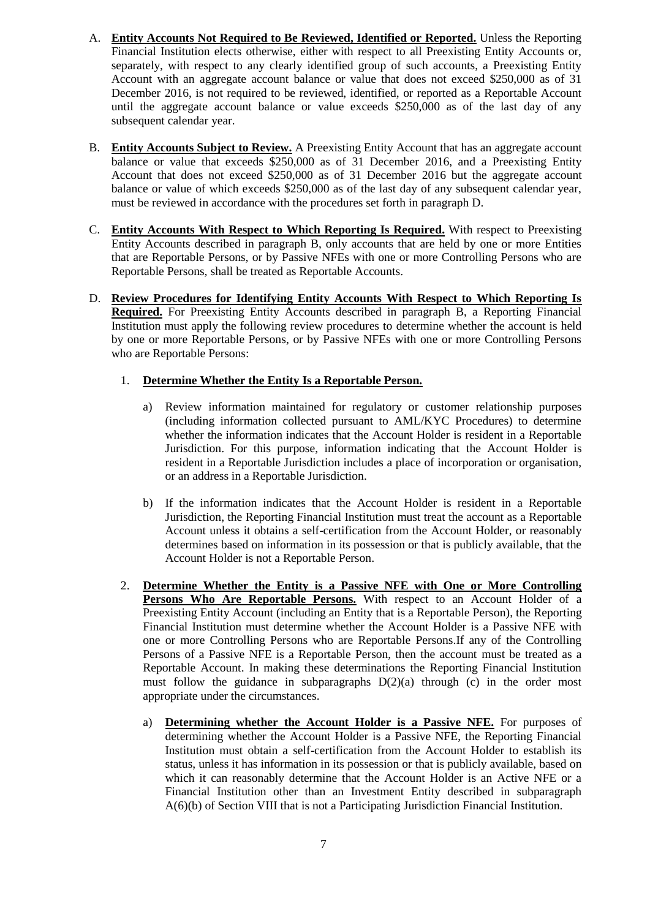A. **Entity Accounts Not Required to Be Reviewed, Identified or Reported.** Unless the Reporting Financial Institution elects otherwise, either with respect to all Preexisting Entity Accounts or, separately, with respect to any clearly identified group of such accounts, a Preexisting Entity Account with an aggregate account balance or value that does not exceed $250,000 as of 31 December 2016, is not required to be reviewed, identified, or reported as a Reportable Account until the aggregate account balance or value exceeds $250,000 as of the last day of any subsequent calendar year.

B. **Entity Accounts Subject to Review.** A Preexisting Entity Account that has an aggregate account balance or value that exceeds $250,000 as of 31 December 2016, and a Preexisting Entity Account that does not exceed $250,000 as of 31 December 2016 but the aggregate account balance or value of which exceeds $250,000 as of the last day of any subsequent calendar year, must be reviewed in accordance with the procedures set forth in paragraph D.

C. **Entity Accounts With Respect to Which Reporting Is Required.** With respect to Preexisting Entity Accounts described in paragraph B, only accounts that are held by one or more Entities that are Reportable Persons, or by Passive NFEs with one or more Controlling Persons who are Reportable Persons, shall be treated as Reportable Accounts.

D. **Review Procedures for Identifying Entity Accounts With Respect to Which Reporting Is Required.** For Preexisting Entity Accounts described in paragraph B, a Reporting Financial Institution must apply the following review procedures to determine whether the account is held by one or more Reportable Persons, or by Passive NFEs with one or more Controlling Persons who are Reportable Persons:

   1. **Determine Whether the Entity Is a Reportable Person.**

      a) Review information maintained for regulatory or customer relationship purposes (including information collected pursuant to AML/KYC Procedures) to determine whether the information indicates that the Account Holder is resident in a Reportable Jurisdiction. For this purpose, information indicating that the Account Holder is resident in a Reportable Jurisdiction includes a place of incorporation or organisation, or an address in a Reportable Jurisdiction.

      b) If the information indicates that the Account Holder is resident in a Reportable Jurisdiction, the Reporting Financial Institution must treat the account as a Reportable Account unless it obtains a self-certification from the Account Holder, or reasonably determines based on information in its possession or that is publicly available, that the Account Holder is not a Reportable Person.

   2. **Determine Whether the Entity is a Passive NFE with One or More Controlling Persons Who Are Reportable Persons.** With respect to an Account Holder of a Preexisting Entity Account (including an Entity that is a Reportable Person), the Reporting Financial Institution must determine whether the Account Holder is a Passive NFE with one or more Controlling Persons who are Reportable Persons.If any of the Controlling Persons of a Passive NFE is a Reportable Person, then the account must be treated as a Reportable Account. In making these determinations the Reporting Financial Institution must follow the guidance in subparagraphs D(2)(a) through (c) in the order most appropriate under the circumstances.

      a) **Determining whether the Account Holder is a Passive NFE.** For purposes of determining whether the Account Holder is a Passive NFE, the Reporting Financial Institution must obtain a self-certification from the Account Holder to establish its status, unless it has information in its possession or that is publicly available, based on which it can reasonably determine that the Account Holder is an Active NFE or a Financial Institution other than an Investment Entity described in subparagraph A(6)(b) of Section VIII that is not a Participating Jurisdiction Financial Institution.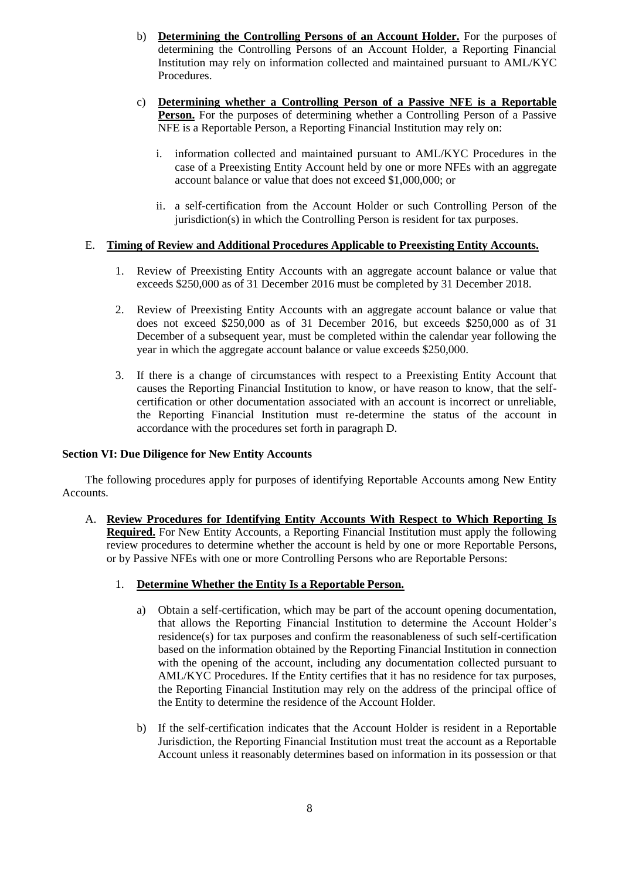b) **Determining the Controlling Persons of an Account Holder.** For the purposes of determining the Controlling Persons of an Account Holder, a Reporting Financial Institution may rely on information collected and maintained pursuant to AML/KYC Procedures.

c) **Determining whether a Controlling Person of a Passive NFE is a Reportable Person.** For the purposes of determining whether a Controlling Person of a Passive NFE is a Reportable Person, a Reporting Financial Institution may rely on:

i. information collected and maintained pursuant to AML/KYC Procedures in the case of a Preexisting Entity Account held by one or more NFEs with an aggregate account balance or value that does not exceed $1,000,000; or

ii. a self-certification from the Account Holder or such Controlling Person of the jurisdiction(s) in which the Controlling Person is resident for tax purposes.

E. **Timing of Review and Additional Procedures Applicable to Preexisting Entity Accounts.**

1. Review of Preexisting Entity Accounts with an aggregate account balance or value that exceeds $250,000 as of 31 December 2016 must be completed by 31 December 2018.

2. Review of Preexisting Entity Accounts with an aggregate account balance or value that does not exceed $250,000 as of 31 December 2016, but exceeds $250,000 as of 31 December of a subsequent year, must be completed within the calendar year following the year in which the aggregate account balance or value exceeds $250,000.

3. If there is a change of circumstances with respect to a Preexisting Entity Account that causes the Reporting Financial Institution to know, or have reason to know, that the self-certification or other documentation associated with an account is incorrect or unreliable, the Reporting Financial Institution must re-determine the status of the account in accordance with the procedures set forth in paragraph D.

**Section VI: Due Diligence for New Entity Accounts**

The following procedures apply for purposes of identifying Reportable Accounts among New Entity Accounts.

A. **Review Procedures for Identifying Entity Accounts With Respect to Which Reporting Is Required.** For New Entity Accounts, a Reporting Financial Institution must apply the following review procedures to determine whether the account is held by one or more Reportable Persons, or by Passive NFEs with one or more Controlling Persons who are Reportable Persons:

1. **Determine Whether the Entity Is a Reportable Person.**

a) Obtain a self-certification, which may be part of the account opening documentation, that allows the Reporting Financial Institution to determine the Account Holder's residence(s) for tax purposes and confirm the reasonableness of such self-certification based on the information obtained by the Reporting Financial Institution in connection with the opening of the account, including any documentation collected pursuant to AML/KYC Procedures. If the Entity certifies that it has no residence for tax purposes, the Reporting Financial Institution may rely on the address of the principal office of the Entity to determine the residence of the Account Holder.

b) If the self-certification indicates that the Account Holder is resident in a Reportable Jurisdiction, the Reporting Financial Institution must treat the account as a Reportable Account unless it reasonably determines based on information in its possession or that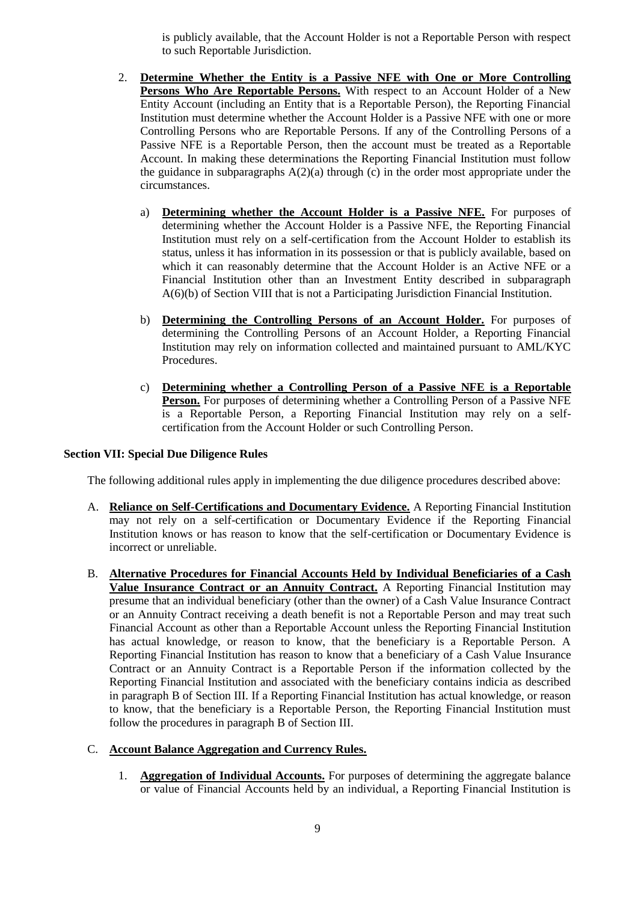is publicly available, that the Account Holder is not a Reportable Person with respect to such Reportable Jurisdiction.

2. **Determine Whether the Entity is a Passive NFE with One or More Controlling Persons Who Are Reportable Persons.** With respect to an Account Holder of a New Entity Account (including an Entity that is a Reportable Person), the Reporting Financial Institution must determine whether the Account Holder is a Passive NFE with one or more Controlling Persons who are Reportable Persons. If any of the Controlling Persons of a Passive NFE is a Reportable Person, then the account must be treated as a Reportable Account. In making these determinations the Reporting Financial Institution must follow the guidance in subparagraphs A(2)(a) through (c) in the order most appropriate under the circumstances.

   a) **Determining whether the Account Holder is a Passive NFE.** For purposes of determining whether the Account Holder is a Passive NFE, the Reporting Financial Institution must rely on a self-certification from the Account Holder to establish its status, unless it has information in its possession or that is publicly available, based on which it can reasonably determine that the Account Holder is an Active NFE or a Financial Institution other than an Investment Entity described in subparagraph A(6)(b) of Section VIII that is not a Participating Jurisdiction Financial Institution.

   b) **Determining the Controlling Persons of an Account Holder.** For purposes of determining the Controlling Persons of an Account Holder, a Reporting Financial Institution may rely on information collected and maintained pursuant to AML/KYC Procedures.

   c) **Determining whether a Controlling Person of a Passive NFE is a Reportable Person.** For purposes of determining whether a Controlling Person of a Passive NFE is a Reportable Person, a Reporting Financial Institution may rely on a self-certification from the Account Holder or such Controlling Person.

### Section VII: Special Due Diligence Rules

The following additional rules apply in implementing the due diligence procedures described above:

A. **Reliance on Self-Certifications and Documentary Evidence.** A Reporting Financial Institution may not rely on a self-certification or Documentary Evidence if the Reporting Financial Institution knows or has reason to know that the self-certification or Documentary Evidence is incorrect or unreliable.

B. **Alternative Procedures for Financial Accounts Held by Individual Beneficiaries of a Cash Value Insurance Contract or an Annuity Contract.** A Reporting Financial Institution may presume that an individual beneficiary (other than the owner) of a Cash Value Insurance Contract or an Annuity Contract receiving a death benefit is not a Reportable Person and may treat such Financial Account as other than a Reportable Account unless the Reporting Financial Institution has actual knowledge, or reason to know, that the beneficiary is a Reportable Person. A Reporting Financial Institution has reason to know that a beneficiary of a Cash Value Insurance Contract or an Annuity Contract is a Reportable Person if the information collected by the Reporting Financial Institution and associated with the beneficiary contains indicia as described in paragraph B of Section III. If a Reporting Financial Institution has actual knowledge, or reason to know, that the beneficiary is a Reportable Person, the Reporting Financial Institution must follow the procedures in paragraph B of Section III.

C. **Account Balance Aggregation and Currency Rules.**

   1. **Aggregation of Individual Accounts.** For purposes of determining the aggregate balance or value of Financial Accounts held by an individual, a Reporting Financial Institution is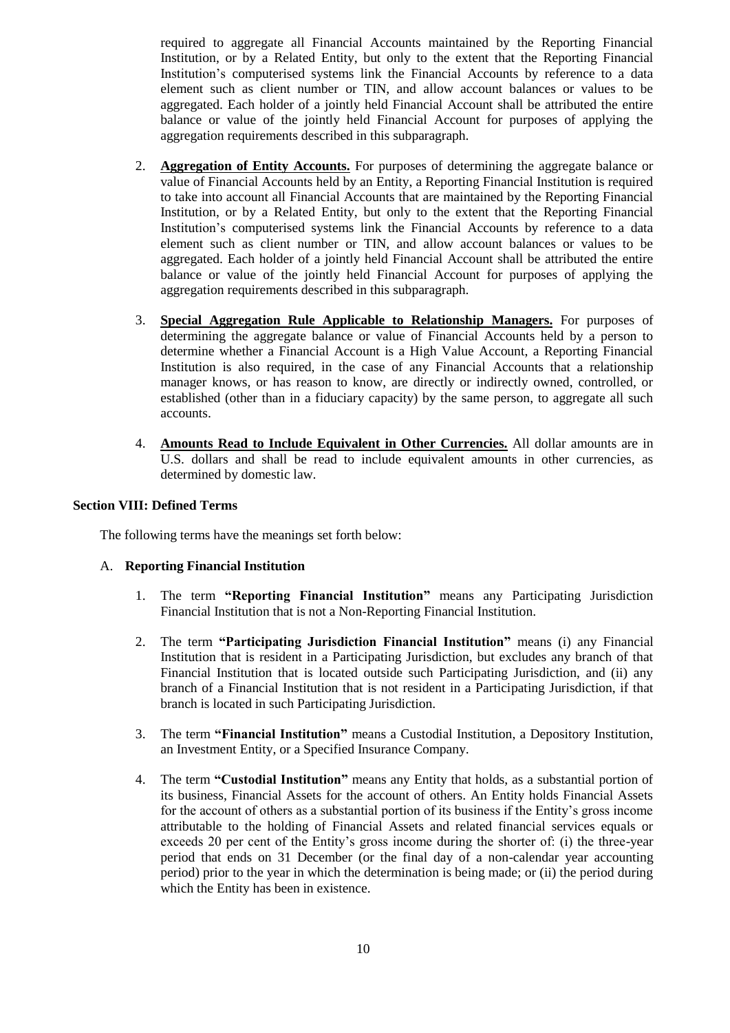required to aggregate all Financial Accounts maintained by the Reporting Financial Institution, or by a Related Entity, but only to the extent that the Reporting Financial Institution's computerised systems link the Financial Accounts by reference to a data element such as client number or TIN, and allow account balances or values to be aggregated. Each holder of a jointly held Financial Account shall be attributed the entire balance or value of the jointly held Financial Account for purposes of applying the aggregation requirements described in this subparagraph.

2. **Aggregation of Entity Accounts.** For purposes of determining the aggregate balance or value of Financial Accounts held by an Entity, a Reporting Financial Institution is required to take into account all Financial Accounts that are maintained by the Reporting Financial Institution, or by a Related Entity, but only to the extent that the Reporting Financial Institution's computerised systems link the Financial Accounts by reference to a data element such as client number or TIN, and allow account balances or values to be aggregated. Each holder of a jointly held Financial Account shall be attributed the entire balance or value of the jointly held Financial Account for purposes of applying the aggregation requirements described in this subparagraph.

3. **Special Aggregation Rule Applicable to Relationship Managers.** For purposes of determining the aggregate balance or value of Financial Accounts held by a person to determine whether a Financial Account is a High Value Account, a Reporting Financial Institution is also required, in the case of any Financial Accounts that a relationship manager knows, or has reason to know, are directly or indirectly owned, controlled, or established (other than in a fiduciary capacity) by the same person, to aggregate all such accounts.

4. **Amounts Read to Include Equivalent in Other Currencies.** All dollar amounts are in U.S. dollars and shall be read to include equivalent amounts in other currencies, as determined by domestic law.

## Section VIII: Defined Terms

The following terms have the meanings set forth below:

### A. Reporting Financial Institution

1. The term **"Reporting Financial Institution"** means any Participating Jurisdiction Financial Institution that is not a Non-Reporting Financial Institution.

2. The term **"Participating Jurisdiction Financial Institution"** means (i) any Financial Institution that is resident in a Participating Jurisdiction, but excludes any branch of that Financial Institution that is located outside such Participating Jurisdiction, and (ii) any branch of a Financial Institution that is not resident in a Participating Jurisdiction, if that branch is located in such Participating Jurisdiction.

3. The term **"Financial Institution"** means a Custodial Institution, a Depository Institution, an Investment Entity, or a Specified Insurance Company.

4. The term **"Custodial Institution"** means any Entity that holds, as a substantial portion of its business, Financial Assets for the account of others. An Entity holds Financial Assets for the account of others as a substantial portion of its business if the Entity's gross income attributable to the holding of Financial Assets and related financial services equals or exceeds 20 per cent of the Entity's gross income during the shorter of: (i) the three-year period that ends on 31 December (or the final day of a non-calendar year accounting period) prior to the year in which the determination is being made; or (ii) the period during which the Entity has been in existence.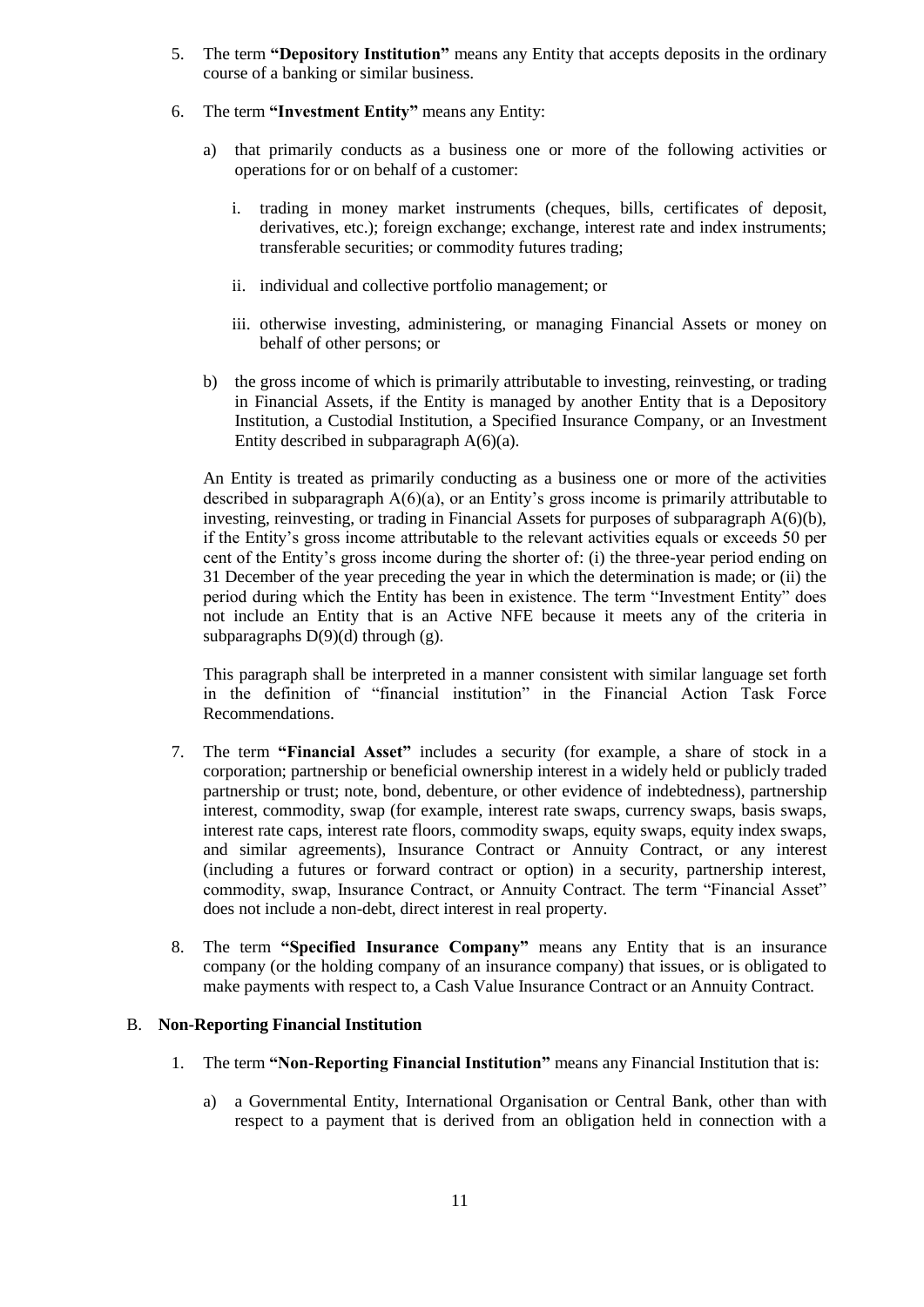5. The term **"Depository Institution"** means any Entity that accepts deposits in the ordinary course of a banking or similar business.

6. The term **"Investment Entity"** means any Entity:

   a) that primarily conducts as a business one or more of the following activities or operations for or on behalf of a customer:

      i. trading in money market instruments (cheques, bills, certificates of deposit, derivatives, etc.); foreign exchange; exchange, interest rate and index instruments; transferable securities; or commodity futures trading;

      ii. individual and collective portfolio management; or

      iii. otherwise investing, administering, or managing Financial Assets or money on behalf of other persons; or

   b) the gross income of which is primarily attributable to investing, reinvesting, or trading in Financial Assets, if the Entity is managed by another Entity that is a Depository Institution, a Custodial Institution, a Specified Insurance Company, or an Investment Entity described in subparagraph A(6)(a).

   An Entity is treated as primarily conducting as a business one or more of the activities described in subparagraph A(6)(a), or an Entity's gross income is primarily attributable to investing, reinvesting, or trading in Financial Assets for purposes of subparagraph A(6)(b), if the Entity's gross income attributable to the relevant activities equals or exceeds 50 per cent of the Entity's gross income during the shorter of: (i) the three-year period ending on 31 December of the year preceding the year in which the determination is made; or (ii) the period during which the Entity has been in existence. The term "Investment Entity" does not include an Entity that is an Active NFE because it meets any of the criteria in subparagraphs D(9)(d) through (g).

   This paragraph shall be interpreted in a manner consistent with similar language set forth in the definition of "financial institution" in the Financial Action Task Force Recommendations.

7. The term **"Financial Asset"** includes a security (for example, a share of stock in a corporation; partnership or beneficial ownership interest in a widely held or publicly traded partnership or trust; note, bond, debenture, or other evidence of indebtedness), partnership interest, commodity, swap (for example, interest rate swaps, currency swaps, basis swaps, interest rate caps, interest rate floors, commodity swaps, equity swaps, equity index swaps, and similar agreements), Insurance Contract or Annuity Contract, or any interest (including a futures or forward contract or option) in a security, partnership interest, commodity, swap, Insurance Contract, or Annuity Contract. The term "Financial Asset" does not include a non-debt, direct interest in real property.

8. The term **"Specified Insurance Company"** means any Entity that is an insurance company (or the holding company of an insurance company) that issues, or is obligated to make payments with respect to, a Cash Value Insurance Contract or an Annuity Contract.

B. **Non-Reporting Financial Institution**

1. The term **"Non-Reporting Financial Institution"** means any Financial Institution that is:

   a) a Governmental Entity, International Organisation or Central Bank, other than with respect to a payment that is derived from an obligation held in connection with a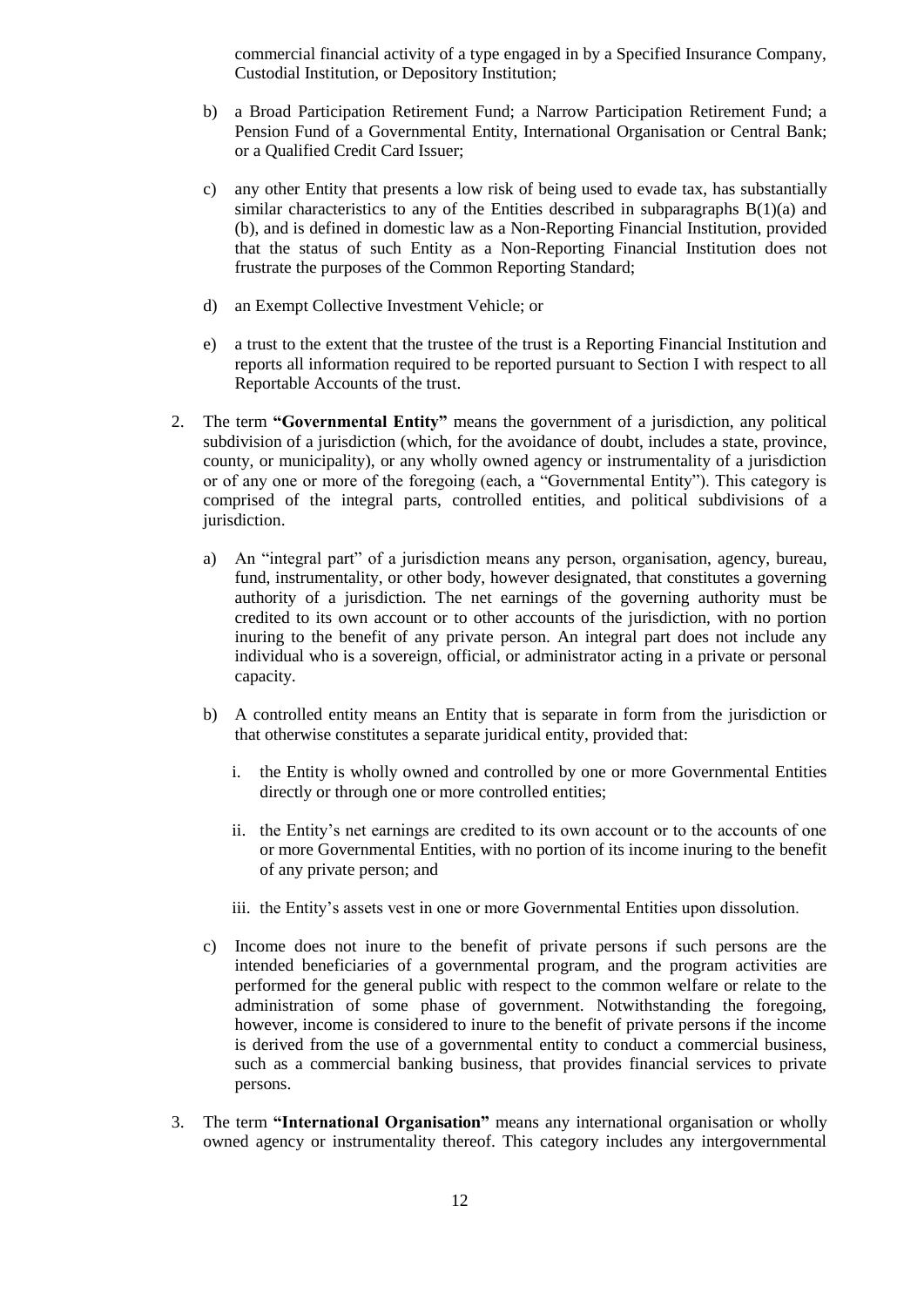commercial financial activity of a type engaged in by a Specified Insurance Company, Custodial Institution, or Depository Institution;

b) a Broad Participation Retirement Fund; a Narrow Participation Retirement Fund; a Pension Fund of a Governmental Entity, International Organisation or Central Bank; or a Qualified Credit Card Issuer;

c) any other Entity that presents a low risk of being used to evade tax, has substantially similar characteristics to any of the Entities described in subparagraphs B(1)(a) and (b), and is defined in domestic law as a Non-Reporting Financial Institution, provided that the status of such Entity as a Non-Reporting Financial Institution does not frustrate the purposes of the Common Reporting Standard;

d) an Exempt Collective Investment Vehicle; or

e) a trust to the extent that the trustee of the trust is a Reporting Financial Institution and reports all information required to be reported pursuant to Section I with respect to all Reportable Accounts of the trust.

2. The term **"Governmental Entity"** means the government of a jurisdiction, any political subdivision of a jurisdiction (which, for the avoidance of doubt, includes a state, province, county, or municipality), or any wholly owned agency or instrumentality of a jurisdiction or of any one or more of the foregoing (each, a "Governmental Entity"). This category is comprised of the integral parts, controlled entities, and political subdivisions of a jurisdiction.

   a) An "integral part" of a jurisdiction means any person, organisation, agency, bureau, fund, instrumentality, or other body, however designated, that constitutes a governing authority of a jurisdiction. The net earnings of the governing authority must be credited to its own account or to other accounts of the jurisdiction, with no portion inuring to the benefit of any private person. An integral part does not include any individual who is a sovereign, official, or administrator acting in a private or personal capacity.

   b) A controlled entity means an Entity that is separate in form from the jurisdiction or that otherwise constitutes a separate juridical entity, provided that:

      i. the Entity is wholly owned and controlled by one or more Governmental Entities directly or through one or more controlled entities;

      ii. the Entity's net earnings are credited to its own account or to the accounts of one or more Governmental Entities, with no portion of its income inuring to the benefit of any private person; and

      iii. the Entity's assets vest in one or more Governmental Entities upon dissolution.

   c) Income does not inure to the benefit of private persons if such persons are the intended beneficiaries of a governmental program, and the program activities are performed for the general public with respect to the common welfare or relate to the administration of some phase of government. Notwithstanding the foregoing, however, income is considered to inure to the benefit of private persons if the income is derived from the use of a governmental entity to conduct a commercial business, such as a commercial banking business, that provides financial services to private persons.

3. The term **"International Organisation"** means any international organisation or wholly owned agency or instrumentality thereof. This category includes any intergovernmental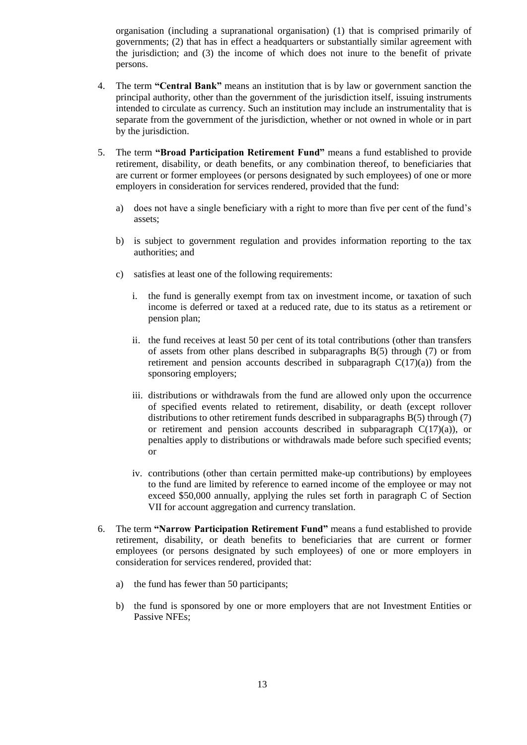organisation (including a supranational organisation) (1) that is comprised primarily of governments; (2) that has in effect a headquarters or substantially similar agreement with the jurisdiction; and (3) the income of which does not inure to the benefit of private persons.

4. The term **"Central Bank"** means an institution that is by law or government sanction the principal authority, other than the government of the jurisdiction itself, issuing instruments intended to circulate as currency. Such an institution may include an instrumentality that is separate from the government of the jurisdiction, whether or not owned in whole or in part by the jurisdiction.

5. The term **"Broad Participation Retirement Fund"** means a fund established to provide retirement, disability, or death benefits, or any combination thereof, to beneficiaries that are current or former employees (or persons designated by such employees) of one or more employers in consideration for services rendered, provided that the fund:

   a) does not have a single beneficiary with a right to more than five per cent of the fund's assets;

   b) is subject to government regulation and provides information reporting to the tax authorities; and

   c) satisfies at least one of the following requirements:

      i. the fund is generally exempt from tax on investment income, or taxation of such income is deferred or taxed at a reduced rate, due to its status as a retirement or pension plan;

      ii. the fund receives at least 50 per cent of its total contributions (other than transfers of assets from other plans described in subparagraphs B(5) through (7) or from retirement and pension accounts described in subparagraph C(17)(a)) from the sponsoring employers;

      iii. distributions or withdrawals from the fund are allowed only upon the occurrence of specified events related to retirement, disability, or death (except rollover distributions to other retirement funds described in subparagraphs B(5) through (7) or retirement and pension accounts described in subparagraph C(17)(a)), or penalties apply to distributions or withdrawals made before such specified events; or

      iv. contributions (other than certain permitted make-up contributions) by employees to the fund are limited by reference to earned income of the employee or may not exceed $50,000 annually, applying the rules set forth in paragraph C of Section VII for account aggregation and currency translation.

6. The term **"Narrow Participation Retirement Fund"** means a fund established to provide retirement, disability, or death benefits to beneficiaries that are current or former employees (or persons designated by such employees) of one or more employers in consideration for services rendered, provided that:

   a) the fund has fewer than 50 participants;

   b) the fund is sponsored by one or more employers that are not Investment Entities or Passive NFEs;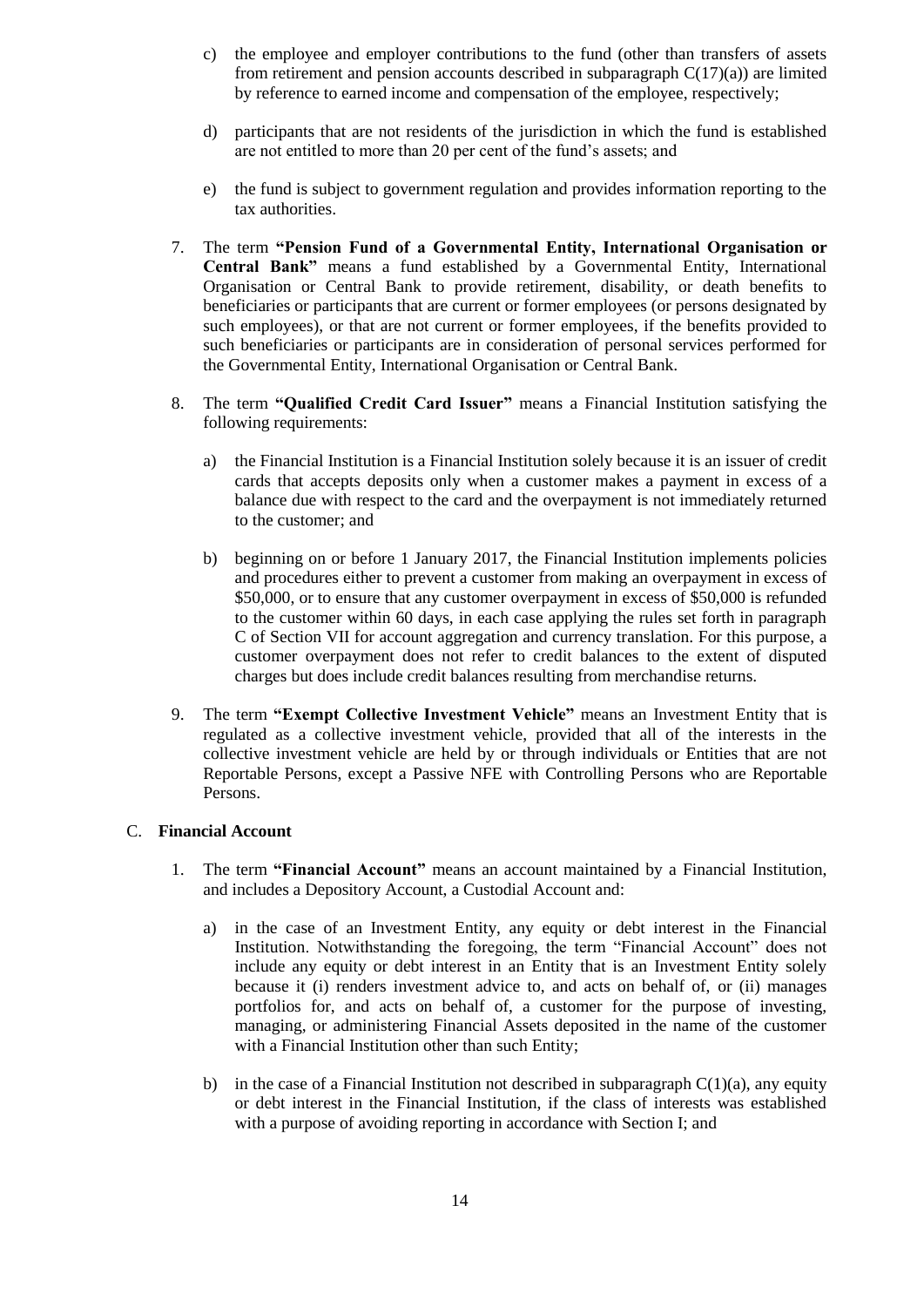c) the employee and employer contributions to the fund (other than transfers of assets from retirement and pension accounts described in subparagraph C(17)(a)) are limited by reference to earned income and compensation of the employee, respectively;

d) participants that are not residents of the jurisdiction in which the fund is established are not entitled to more than 20 per cent of the fund's assets; and

e) the fund is subject to government regulation and provides information reporting to the tax authorities.

7. The term **"Pension Fund of a Governmental Entity, International Organisation or Central Bank"** means a fund established by a Governmental Entity, International Organisation or Central Bank to provide retirement, disability, or death benefits to beneficiaries or participants that are current or former employees (or persons designated by such employees), or that are not current or former employees, if the benefits provided to such beneficiaries or participants are in consideration of personal services performed for the Governmental Entity, International Organisation or Central Bank.

8. The term **"Qualified Credit Card Issuer"** means a Financial Institution satisfying the following requirements:

   a) the Financial Institution is a Financial Institution solely because it is an issuer of credit cards that accepts deposits only when a customer makes a payment in excess of a balance due with respect to the card and the overpayment is not immediately returned to the customer; and

   b) beginning on or before 1 January 2017, the Financial Institution implements policies and procedures either to prevent a customer from making an overpayment in excess of \$50,000, or to ensure that any customer overpayment in excess of \$50,000 is refunded to the customer within 60 days, in each case applying the rules set forth in paragraph C of Section VII for account aggregation and currency translation. For this purpose, a customer overpayment does not refer to credit balances to the extent of disputed charges but does include credit balances resulting from merchandise returns.

9. The term **"Exempt Collective Investment Vehicle"** means an Investment Entity that is regulated as a collective investment vehicle, provided that all of the interests in the collective investment vehicle are held by or through individuals or Entities that are not Reportable Persons, except a Passive NFE with Controlling Persons who are Reportable Persons.

## C. Financial Account

1. The term **"Financial Account"** means an account maintained by a Financial Institution, and includes a Depository Account, a Custodial Account and:

   a) in the case of an Investment Entity, any equity or debt interest in the Financial Institution. Notwithstanding the foregoing, the term "Financial Account" does not include any equity or debt interest in an Entity that is an Investment Entity solely because it (i) renders investment advice to, and acts on behalf of, or (ii) manages portfolios for, and acts on behalf of, a customer for the purpose of investing, managing, or administering Financial Assets deposited in the name of the customer with a Financial Institution other than such Entity;

   b) in the case of a Financial Institution not described in subparagraph C(1)(a), any equity or debt interest in the Financial Institution, if the class of interests was established with a purpose of avoiding reporting in accordance with Section I; and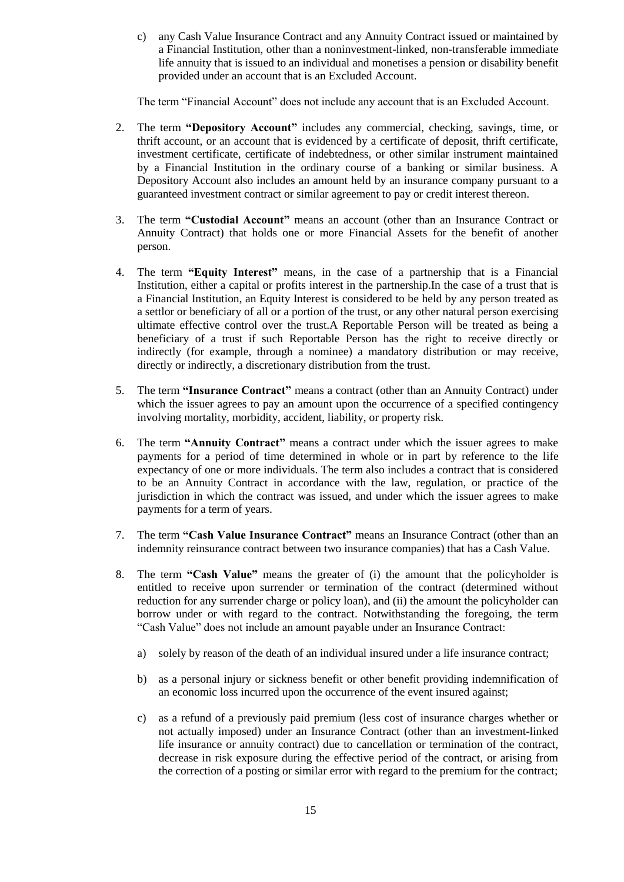c) any Cash Value Insurance Contract and any Annuity Contract issued or maintained by a Financial Institution, other than a noninvestment-linked, non-transferable immediate life annuity that is issued to an individual and monetises a pension or disability benefit provided under an account that is an Excluded Account.

The term "Financial Account" does not include any account that is an Excluded Account.

2. The term **"Depository Account"** includes any commercial, checking, savings, time, or thrift account, or an account that is evidenced by a certificate of deposit, thrift certificate, investment certificate, certificate of indebtedness, or other similar instrument maintained by a Financial Institution in the ordinary course of a banking or similar business. A Depository Account also includes an amount held by an insurance company pursuant to a guaranteed investment contract or similar agreement to pay or credit interest thereon.

3. The term **"Custodial Account"** means an account (other than an Insurance Contract or Annuity Contract) that holds one or more Financial Assets for the benefit of another person.

4. The term **"Equity Interest"** means, in the case of a partnership that is a Financial Institution, either a capital or profits interest in the partnership.In the case of a trust that is a Financial Institution, an Equity Interest is considered to be held by any person treated as a settlor or beneficiary of all or a portion of the trust, or any other natural person exercising ultimate effective control over the trust.A Reportable Person will be treated as being a beneficiary of a trust if such Reportable Person has the right to receive directly or indirectly (for example, through a nominee) a mandatory distribution or may receive, directly or indirectly, a discretionary distribution from the trust.

5. The term **"Insurance Contract"** means a contract (other than an Annuity Contract) under which the issuer agrees to pay an amount upon the occurrence of a specified contingency involving mortality, morbidity, accident, liability, or property risk.

6. The term **"Annuity Contract"** means a contract under which the issuer agrees to make payments for a period of time determined in whole or in part by reference to the life expectancy of one or more individuals. The term also includes a contract that is considered to be an Annuity Contract in accordance with the law, regulation, or practice of the jurisdiction in which the contract was issued, and under which the issuer agrees to make payments for a term of years.

7. The term **"Cash Value Insurance Contract"** means an Insurance Contract (other than an indemnity reinsurance contract between two insurance companies) that has a Cash Value.

8. The term **"Cash Value"** means the greater of (i) the amount that the policyholder is entitled to receive upon surrender or termination of the contract (determined without reduction for any surrender charge or policy loan), and (ii) the amount the policyholder can borrow under or with regard to the contract. Notwithstanding the foregoing, the term "Cash Value" does not include an amount payable under an Insurance Contract:

   a) solely by reason of the death of an individual insured under a life insurance contract;

   b) as a personal injury or sickness benefit or other benefit providing indemnification of an economic loss incurred upon the occurrence of the event insured against;

   c) as a refund of a previously paid premium (less cost of insurance charges whether or not actually imposed) under an Insurance Contract (other than an investment-linked life insurance or annuity contract) due to cancellation or termination of the contract, decrease in risk exposure during the effective period of the contract, or arising from the correction of a posting or similar error with regard to the premium for the contract;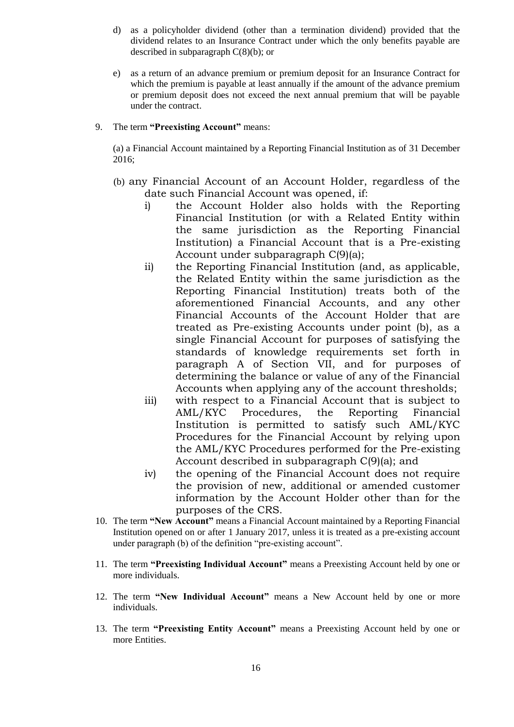d) as a policyholder dividend (other than a termination dividend) provided that the dividend relates to an Insurance Contract under which the only benefits payable are described in subparagraph C(8)(b); or

e) as a return of an advance premium or premium deposit for an Insurance Contract for which the premium is payable at least annually if the amount of the advance premium or premium deposit does not exceed the next annual premium that will be payable under the contract.

9. The term **"Preexisting Account"** means:

   (a) a Financial Account maintained by a Reporting Financial Institution as of 31 December 2016;

   (b) any Financial Account of an Account Holder, regardless of the date such Financial Account was opened, if:

   i) the Account Holder also holds with the Reporting Financial Institution (or with a Related Entity within the same jurisdiction as the Reporting Financial Institution) a Financial Account that is a Pre-existing Account under subparagraph C(9)(a);

   ii) the Reporting Financial Institution (and, as applicable, the Related Entity within the same jurisdiction as the Reporting Financial Institution) treats both of the aforementioned Financial Accounts, and any other Financial Accounts of the Account Holder that are treated as Pre-existing Accounts under point (b), as a single Financial Account for purposes of satisfying the standards of knowledge requirements set forth in paragraph A of Section VII, and for purposes of determining the balance or value of any of the Financial Accounts when applying any of the account thresholds;

   iii) with respect to a Financial Account that is subject to AML/KYC Procedures, the Reporting Financial Institution is permitted to satisfy such AML/KYC Procedures for the Financial Account by relying upon the AML/KYC Procedures performed for the Pre-existing Account described in subparagraph C(9)(a); and

   iv) the opening of the Financial Account does not require the provision of new, additional or amended customer information by the Account Holder other than for the purposes of the CRS.

10. The term **"New Account"** means a Financial Account maintained by a Reporting Financial Institution opened on or after 1 January 2017, unless it is treated as a pre-existing account under paragraph (b) of the definition "pre-existing account".

11. The term **"Preexisting Individual Account"** means a Preexisting Account held by one or more individuals.

12. The term **"New Individual Account"** means a New Account held by one or more individuals.

13. The term **"Preexisting Entity Account"** means a Preexisting Account held by one or more Entities.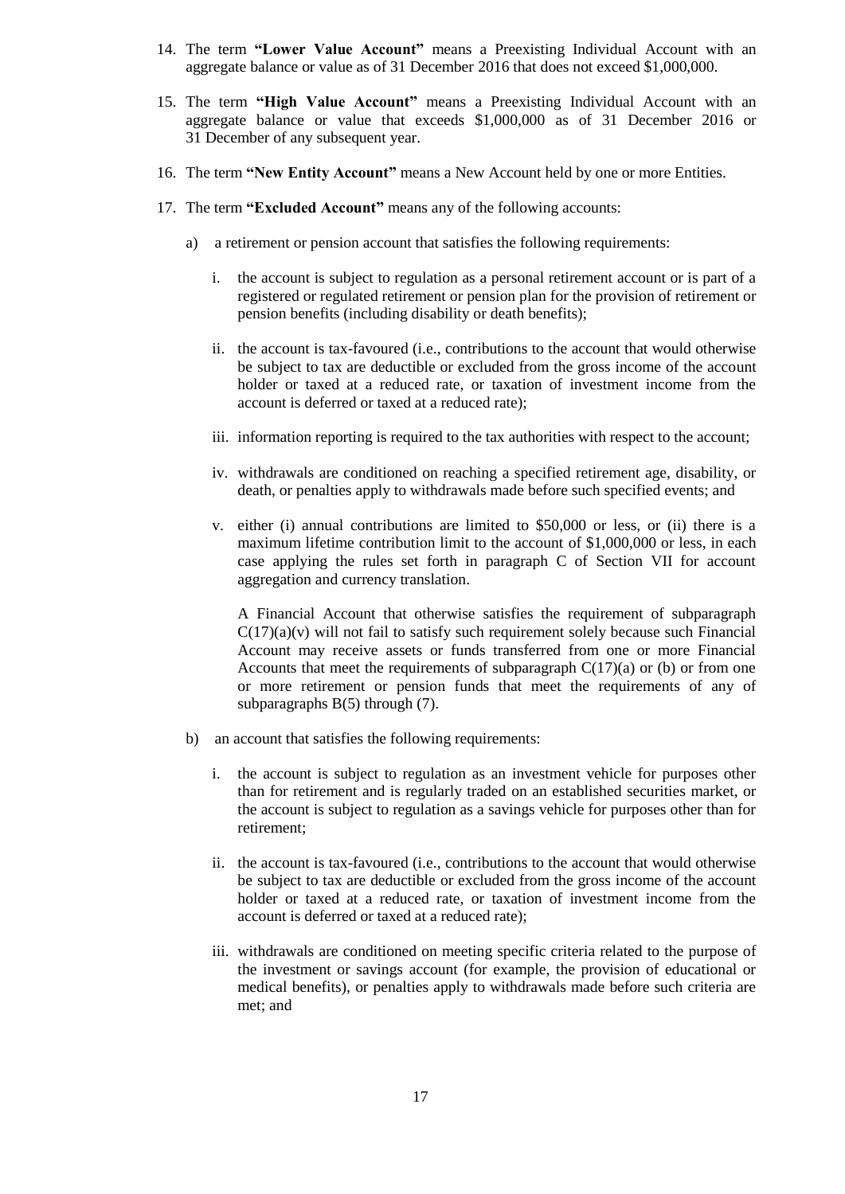14. The term **"Lower Value Account"** means a Preexisting Individual Account with an aggregate balance or value as of 31 December 2016 that does not exceed $1,000,000.

15. The term **"High Value Account"** means a Preexisting Individual Account with an aggregate balance or value that exceeds $1,000,000 as of 31 December 2016 or 31 December of any subsequent year.

16. The term **"New Entity Account"** means a New Account held by one or more Entities.

17. The term **"Excluded Account"** means any of the following accounts:

    a) a retirement or pension account that satisfies the following requirements:

        i. the account is subject to regulation as a personal retirement account or is part of a registered or regulated retirement or pension plan for the provision of retirement or pension benefits (including disability or death benefits);

        ii. the account is tax-favoured (i.e., contributions to the account that would otherwise be subject to tax are deductible or excluded from the gross income of the account holder or taxed at a reduced rate, or taxation of investment income from the account is deferred or taxed at a reduced rate);

        iii. information reporting is required to the tax authorities with respect to the account;

        iv. withdrawals are conditioned on reaching a specified retirement age, disability, or death, or penalties apply to withdrawals made before such specified events; and

        v. either (i) annual contributions are limited to $50,000 or less, or (ii) there is a maximum lifetime contribution limit to the account of $1,000,000 or less, in each case applying the rules set forth in paragraph C of Section VII for account aggregation and currency translation.

        A Financial Account that otherwise satisfies the requirement of subparagraph C(17)(a)(v) will not fail to satisfy such requirement solely because such Financial Account may receive assets or funds transferred from one or more Financial Accounts that meet the requirements of subparagraph C(17)(a) or (b) or from one or more retirement or pension funds that meet the requirements of any of subparagraphs B(5) through (7).

    b) an account that satisfies the following requirements:

        i. the account is subject to regulation as an investment vehicle for purposes other than for retirement and is regularly traded on an established securities market, or the account is subject to regulation as a savings vehicle for purposes other than for retirement;

        ii. the account is tax-favoured (i.e., contributions to the account that would otherwise be subject to tax are deductible or excluded from the gross income of the account holder or taxed at a reduced rate, or taxation of investment income from the account is deferred or taxed at a reduced rate);

        iii. withdrawals are conditioned on meeting specific criteria related to the purpose of the investment or savings account (for example, the provision of educational or medical benefits), or penalties apply to withdrawals made before such criteria are met; and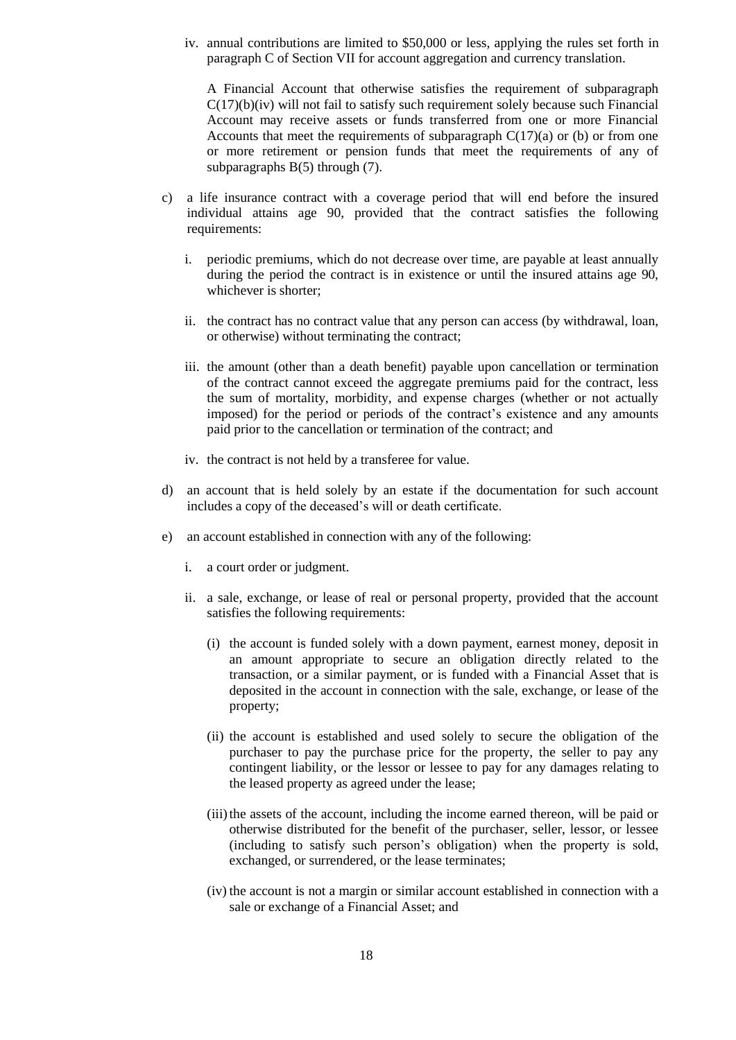iv. annual contributions are limited to $50,000 or less, applying the rules set forth in paragraph C of Section VII for account aggregation and currency translation.

A Financial Account that otherwise satisfies the requirement of subparagraph C(17)(b)(iv) will not fail to satisfy such requirement solely because such Financial Account may receive assets or funds transferred from one or more Financial Accounts that meet the requirements of subparagraph C(17)(a) or (b) or from one or more retirement or pension funds that meet the requirements of any of subparagraphs B(5) through (7).

c) a life insurance contract with a coverage period that will end before the insured individual attains age 90, provided that the contract satisfies the following requirements:

   i. periodic premiums, which do not decrease over time, are payable at least annually during the period the contract is in existence or until the insured attains age 90, whichever is shorter;

   ii. the contract has no contract value that any person can access (by withdrawal, loan, or otherwise) without terminating the contract;

   iii. the amount (other than a death benefit) payable upon cancellation or termination of the contract cannot exceed the aggregate premiums paid for the contract, less the sum of mortality, morbidity, and expense charges (whether or not actually imposed) for the period or periods of the contract's existence and any amounts paid prior to the cancellation or termination of the contract; and

   iv. the contract is not held by a transferee for value.

d) an account that is held solely by an estate if the documentation for such account includes a copy of the deceased's will or death certificate.

e) an account established in connection with any of the following:

   i. a court order or judgment.

   ii. a sale, exchange, or lease of real or personal property, provided that the account satisfies the following requirements:

      (i) the account is funded solely with a down payment, earnest money, deposit in an amount appropriate to secure an obligation directly related to the transaction, or a similar payment, or is funded with a Financial Asset that is deposited in the account in connection with the sale, exchange, or lease of the property;

      (ii) the account is established and used solely to secure the obligation of the purchaser to pay the purchase price for the property, the seller to pay any contingent liability, or the lessor or lessee to pay for any damages relating to the leased property as agreed under the lease;

      (iii) the assets of the account, including the income earned thereon, will be paid or otherwise distributed for the benefit of the purchaser, seller, lessor, or lessee (including to satisfy such person's obligation) when the property is sold, exchanged, or surrendered, or the lease terminates;

      (iv) the account is not a margin or similar account established in connection with a sale or exchange of a Financial Asset; and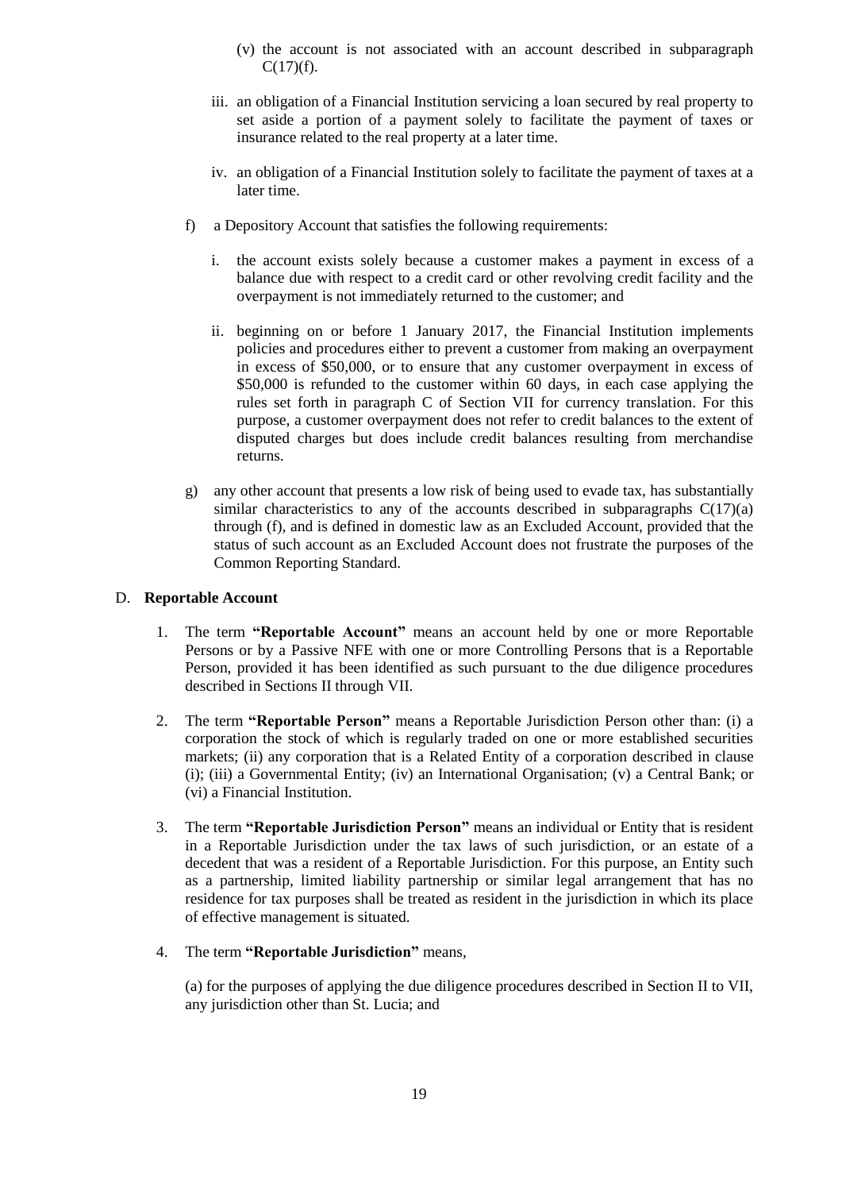(v) the account is not associated with an account described in subparagraph C(17)(f).

iii. an obligation of a Financial Institution servicing a loan secured by real property to set aside a portion of a payment solely to facilitate the payment of taxes or insurance related to the real property at a later time.

iv. an obligation of a Financial Institution solely to facilitate the payment of taxes at a later time.

f) a Depository Account that satisfies the following requirements:

i. the account exists solely because a customer makes a payment in excess of a balance due with respect to a credit card or other revolving credit facility and the overpayment is not immediately returned to the customer; and

ii. beginning on or before 1 January 2017, the Financial Institution implements policies and procedures either to prevent a customer from making an overpayment in excess of $50,000, or to ensure that any customer overpayment in excess of $50,000 is refunded to the customer within 60 days, in each case applying the rules set forth in paragraph C of Section VII for currency translation. For this purpose, a customer overpayment does not refer to credit balances to the extent of disputed charges but does include credit balances resulting from merchandise returns.

g) any other account that presents a low risk of being used to evade tax, has substantially similar characteristics to any of the accounts described in subparagraphs C(17)(a) through (f), and is defined in domestic law as an Excluded Account, provided that the status of such account as an Excluded Account does not frustrate the purposes of the Common Reporting Standard.

D. **Reportable Account**

1. The term **"Reportable Account"** means an account held by one or more Reportable Persons or by a Passive NFE with one or more Controlling Persons that is a Reportable Person, provided it has been identified as such pursuant to the due diligence procedures described in Sections II through VII.

2. The term **"Reportable Person"** means a Reportable Jurisdiction Person other than: (i) a corporation the stock of which is regularly traded on one or more established securities markets; (ii) any corporation that is a Related Entity of a corporation described in clause (i); (iii) a Governmental Entity; (iv) an International Organisation; (v) a Central Bank; or (vi) a Financial Institution.

3. The term **"Reportable Jurisdiction Person"** means an individual or Entity that is resident in a Reportable Jurisdiction under the tax laws of such jurisdiction, or an estate of a decedent that was a resident of a Reportable Jurisdiction. For this purpose, an Entity such as a partnership, limited liability partnership or similar legal arrangement that has no residence for tax purposes shall be treated as resident in the jurisdiction in which its place of effective management is situated.

4. The term **"Reportable Jurisdiction"** means,

(a) for the purposes of applying the due diligence procedures described in Section II to VII, any jurisdiction other than St. Lucia; and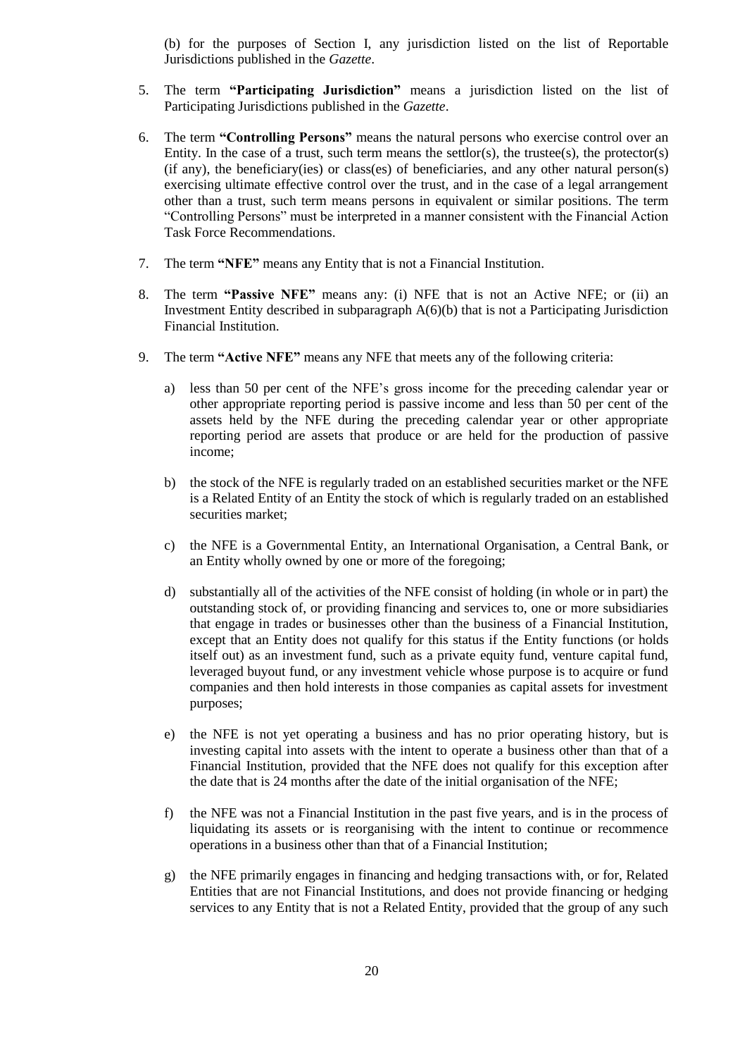(b) for the purposes of Section I, any jurisdiction listed on the list of Reportable Jurisdictions published in the *Gazette*.

5. The term **"Participating Jurisdiction"** means a jurisdiction listed on the list of Participating Jurisdictions published in the *Gazette*.

6. The term **"Controlling Persons"** means the natural persons who exercise control over an Entity. In the case of a trust, such term means the settlor(s), the trustee(s), the protector(s) (if any), the beneficiary(ies) or class(es) of beneficiaries, and any other natural person(s) exercising ultimate effective control over the trust, and in the case of a legal arrangement other than a trust, such term means persons in equivalent or similar positions. The term "Controlling Persons" must be interpreted in a manner consistent with the Financial Action Task Force Recommendations.

7. The term **"NFE"** means any Entity that is not a Financial Institution.

8. The term **"Passive NFE"** means any: (i) NFE that is not an Active NFE; or (ii) an Investment Entity described in subparagraph A(6)(b) that is not a Participating Jurisdiction Financial Institution.

9. The term **"Active NFE"** means any NFE that meets any of the following criteria:

   a) less than 50 per cent of the NFE's gross income for the preceding calendar year or other appropriate reporting period is passive income and less than 50 per cent of the assets held by the NFE during the preceding calendar year or other appropriate reporting period are assets that produce or are held for the production of passive income;

   b) the stock of the NFE is regularly traded on an established securities market or the NFE is a Related Entity of an Entity the stock of which is regularly traded on an established securities market;

   c) the NFE is a Governmental Entity, an International Organisation, a Central Bank, or an Entity wholly owned by one or more of the foregoing;

   d) substantially all of the activities of the NFE consist of holding (in whole or in part) the outstanding stock of, or providing financing and services to, one or more subsidiaries that engage in trades or businesses other than the business of a Financial Institution, except that an Entity does not qualify for this status if the Entity functions (or holds itself out) as an investment fund, such as a private equity fund, venture capital fund, leveraged buyout fund, or any investment vehicle whose purpose is to acquire or fund companies and then hold interests in those companies as capital assets for investment purposes;

   e) the NFE is not yet operating a business and has no prior operating history, but is investing capital into assets with the intent to operate a business other than that of a Financial Institution, provided that the NFE does not qualify for this exception after the date that is 24 months after the date of the initial organisation of the NFE;

   f) the NFE was not a Financial Institution in the past five years, and is in the process of liquidating its assets or is reorganising with the intent to continue or recommence operations in a business other than that of a Financial Institution;

   g) the NFE primarily engages in financing and hedging transactions with, or for, Related Entities that are not Financial Institutions, and does not provide financing or hedging services to any Entity that is not a Related Entity, provided that the group of any such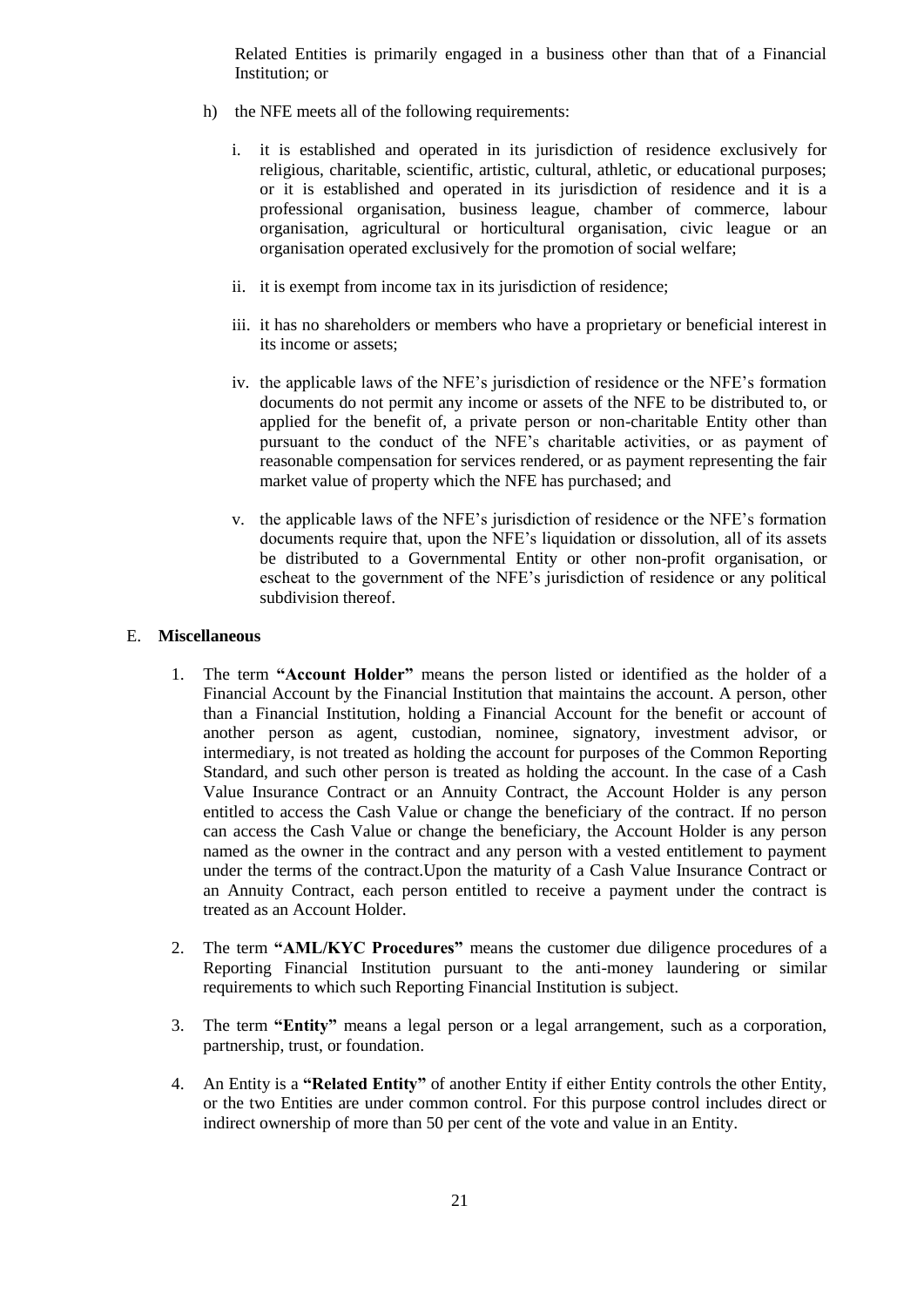Related Entities is primarily engaged in a business other than that of a Financial Institution; or

h) the NFE meets all of the following requirements:

   i. it is established and operated in its jurisdiction of residence exclusively for religious, charitable, scientific, artistic, cultural, athletic, or educational purposes; or it is established and operated in its jurisdiction of residence and it is a professional organisation, business league, chamber of commerce, labour organisation, agricultural or horticultural organisation, civic league or an organisation operated exclusively for the promotion of social welfare;

   ii. it is exempt from income tax in its jurisdiction of residence;

   iii. it has no shareholders or members who have a proprietary or beneficial interest in its income or assets;

   iv. the applicable laws of the NFE's jurisdiction of residence or the NFE's formation documents do not permit any income or assets of the NFE to be distributed to, or applied for the benefit of, a private person or non-charitable Entity other than pursuant to the conduct of the NFE's charitable activities, or as payment of reasonable compensation for services rendered, or as payment representing the fair market value of property which the NFE has purchased; and

   v. the applicable laws of the NFE's jurisdiction of residence or the NFE's formation documents require that, upon the NFE's liquidation or dissolution, all of its assets be distributed to a Governmental Entity or other non-profit organisation, or escheat to the government of the NFE's jurisdiction of residence or any political subdivision thereof.

## E. Miscellaneous

1. The term **"Account Holder"** means the person listed or identified as the holder of a Financial Account by the Financial Institution that maintains the account. A person, other than a Financial Institution, holding a Financial Account for the benefit or account of another person as agent, custodian, nominee, signatory, investment advisor, or intermediary, is not treated as holding the account for purposes of the Common Reporting Standard, and such other person is treated as holding the account. In the case of a Cash Value Insurance Contract or an Annuity Contract, the Account Holder is any person entitled to access the Cash Value or change the beneficiary of the contract. If no person can access the Cash Value or change the beneficiary, the Account Holder is any person named as the owner in the contract and any person with a vested entitlement to payment under the terms of the contract.Upon the maturity of a Cash Value Insurance Contract or an Annuity Contract, each person entitled to receive a payment under the contract is treated as an Account Holder.

2. The term **"AML/KYC Procedures"** means the customer due diligence procedures of a Reporting Financial Institution pursuant to the anti-money laundering or similar requirements to which such Reporting Financial Institution is subject.

3. The term **"Entity"** means a legal person or a legal arrangement, such as a corporation, partnership, trust, or foundation.

4. An Entity is a **"Related Entity"** of another Entity if either Entity controls the other Entity, or the two Entities are under common control. For this purpose control includes direct or indirect ownership of more than 50 per cent of the vote and value in an Entity.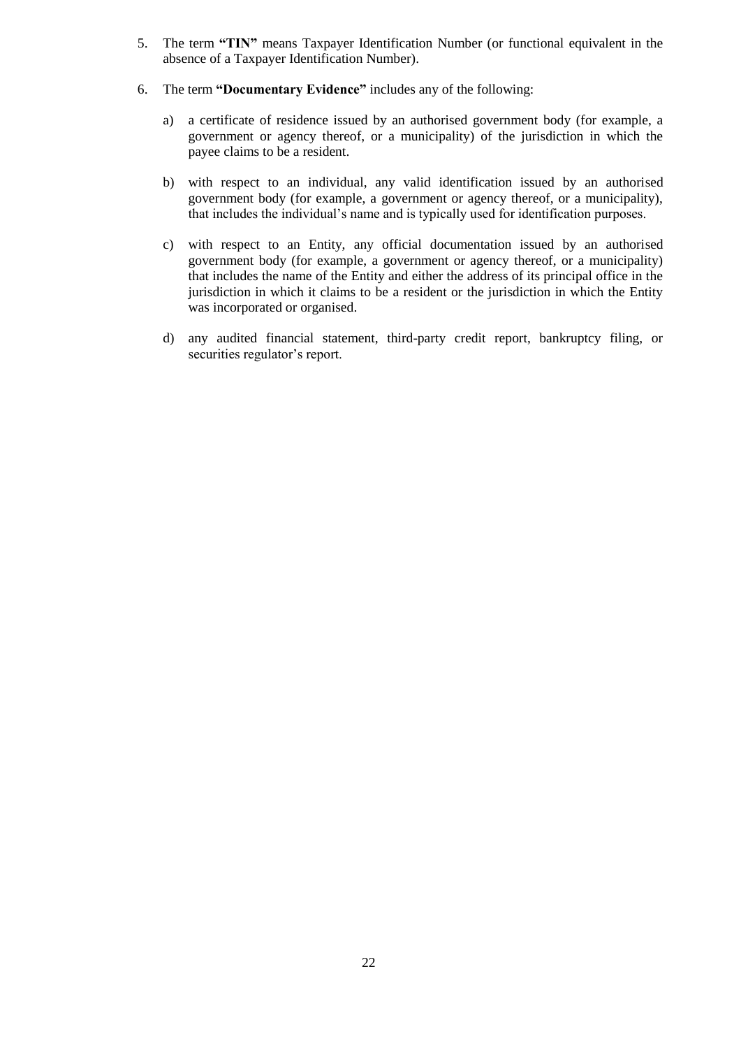5. The term **"TIN"** means Taxpayer Identification Number (or functional equivalent in the absence of a Taxpayer Identification Number).

6. The term **"Documentary Evidence"** includes any of the following:

   a) a certificate of residence issued by an authorised government body (for example, a government or agency thereof, or a municipality) of the jurisdiction in which the payee claims to be a resident.

   b) with respect to an individual, any valid identification issued by an authorised government body (for example, a government or agency thereof, or a municipality), that includes the individual's name and is typically used for identification purposes.

   c) with respect to an Entity, any official documentation issued by an authorised government body (for example, a government or agency thereof, or a municipality) that includes the name of the Entity and either the address of its principal office in the jurisdiction in which it claims to be a resident or the jurisdiction in which the Entity was incorporated or organised.

   d) any audited financial statement, third-party credit report, bankruptcy filing, or securities regulator's report.